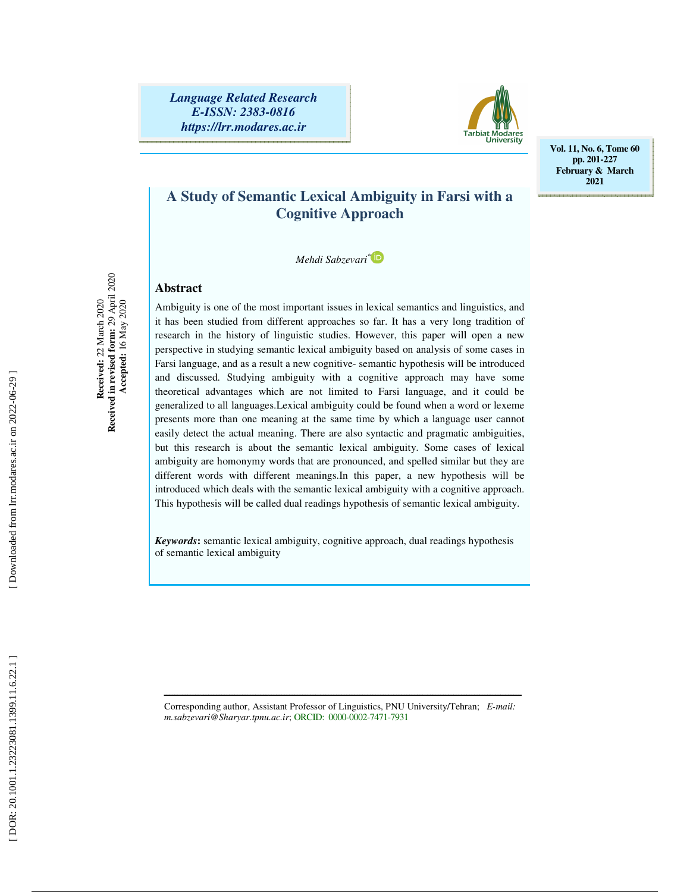# A Study of Semantic Lexical Ambiguity in Farsi with a Cognitive Approach

*Mehdi Sabzevari*\*

**Received:** 22 March 2020
**Received in revised form:** 29 April 2020
**Accepted:** 16 May 2020

## Abstract

Ambiguity is one of the most important issues in lexical semantics and linguistics, and it has been studied from different approaches so far. It has a very long tradition of research in the history of linguistic studies. However, this paper will open a new perspective in studying semantic lexical ambiguity based on analysis of some cases in Farsi language, and as a result a new cognitive- semantic hypothesis will be introduced and discussed. Studying ambiguity with a cognitive approach may have some theoretical advantages which are not limited to Farsi language, and it could be generalized to all languages.Lexical ambiguity could be found when a word or lexeme presents more than one meaning at the same time by which a language user cannot easily detect the actual meaning. There are also syntactic and pragmatic ambiguities, but this research is about the semantic lexical ambiguity. Some cases of lexical ambiguity are homonymy words that are pronounced, and spelled similar but they are different words with different meanings.In this paper, a new hypothesis will be introduced which deals with the semantic lexical ambiguity with a cognitive approach. This hypothesis will be called dual readings hypothesis of semantic lexical ambiguity.

***Keywords*****:** semantic lexical ambiguity, cognitive approach, dual readings hypothesis of semantic lexical ambiguity

---

\* Corresponding author, Assistant Professor of Linguistics, PNU University/Tehran; *E-mail: m.sabzevari@Sharyar.tpnu.ac.ir*; ORCID: 0000-0002-7471-7931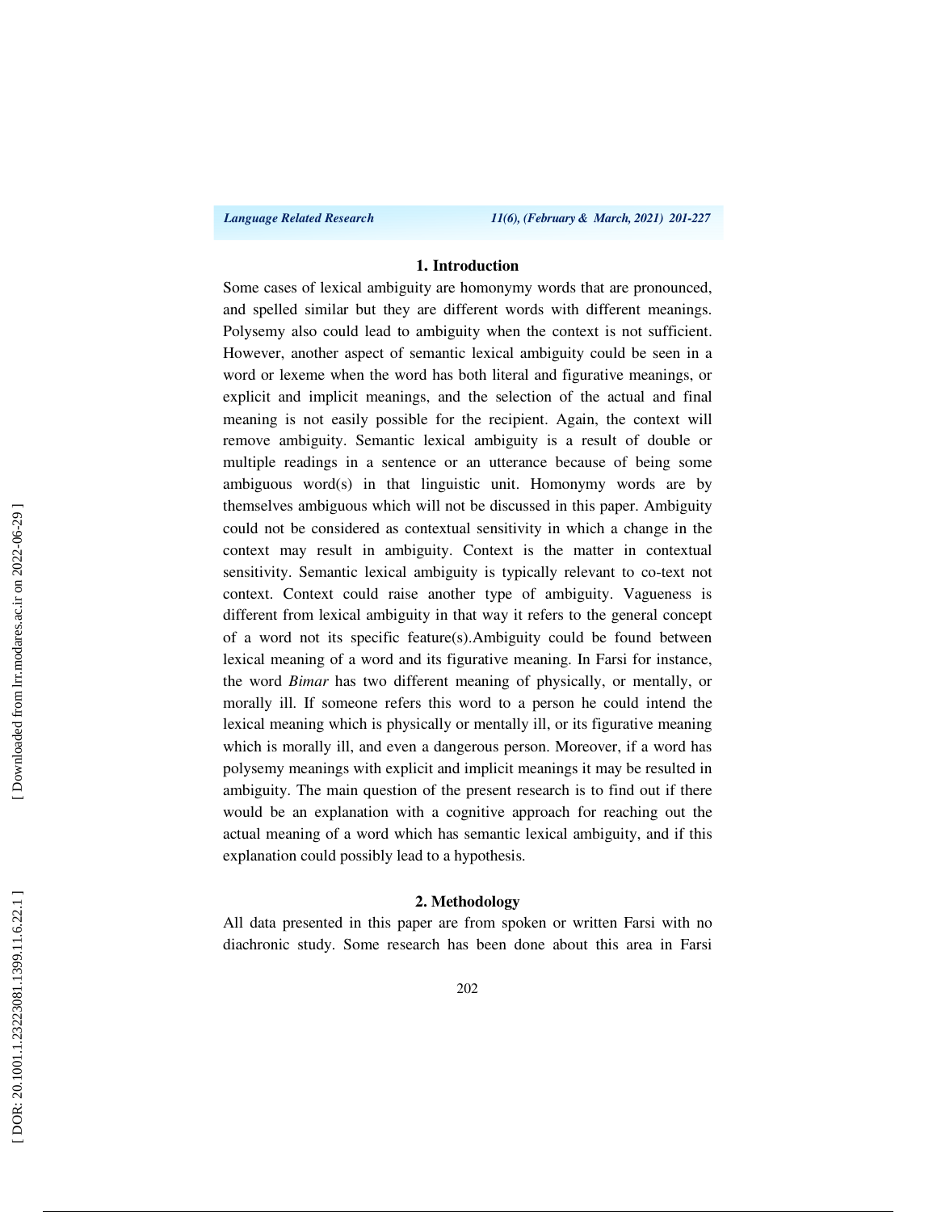## 1. Introduction

Some cases of lexical ambiguity are homonymy words that are pronounced, and spelled similar but they are different words with different meanings. Polysemy also could lead to ambiguity when the context is not sufficient. However, another aspect of semantic lexical ambiguity could be seen in a word or lexeme when the word has both literal and figurative meanings, or explicit and implicit meanings, and the selection of the actual and final meaning is not easily possible for the recipient. Again, the context will remove ambiguity. Semantic lexical ambiguity is a result of double or multiple readings in a sentence or an utterance because of being some ambiguous word(s) in that linguistic unit. Homonymy words are by themselves ambiguous which will not be discussed in this paper. Ambiguity could not be considered as contextual sensitivity in which a change in the context may result in ambiguity. Context is the matter in contextual sensitivity. Semantic lexical ambiguity is typically relevant to co-text not context. Context could raise another type of ambiguity. Vagueness is different from lexical ambiguity in that way it refers to the general concept of a word not its specific feature(s).Ambiguity could be found between lexical meaning of a word and its figurative meaning. In Farsi for instance, the word *Bimar* has two different meaning of physically, or mentally, or morally ill. If someone refers this word to a person he could intend the lexical meaning which is physically or mentally ill, or its figurative meaning which is morally ill, and even a dangerous person. Moreover, if a word has polysemy meanings with explicit and implicit meanings it may be resulted in ambiguity. The main question of the present research is to find out if there would be an explanation with a cognitive approach for reaching out the actual meaning of a word which has semantic lexical ambiguity, and if this explanation could possibly lead to a hypothesis.

## 2. Methodology

All data presented in this paper are from spoken or written Farsi with no diachronic study. Some research has been done about this area in Farsi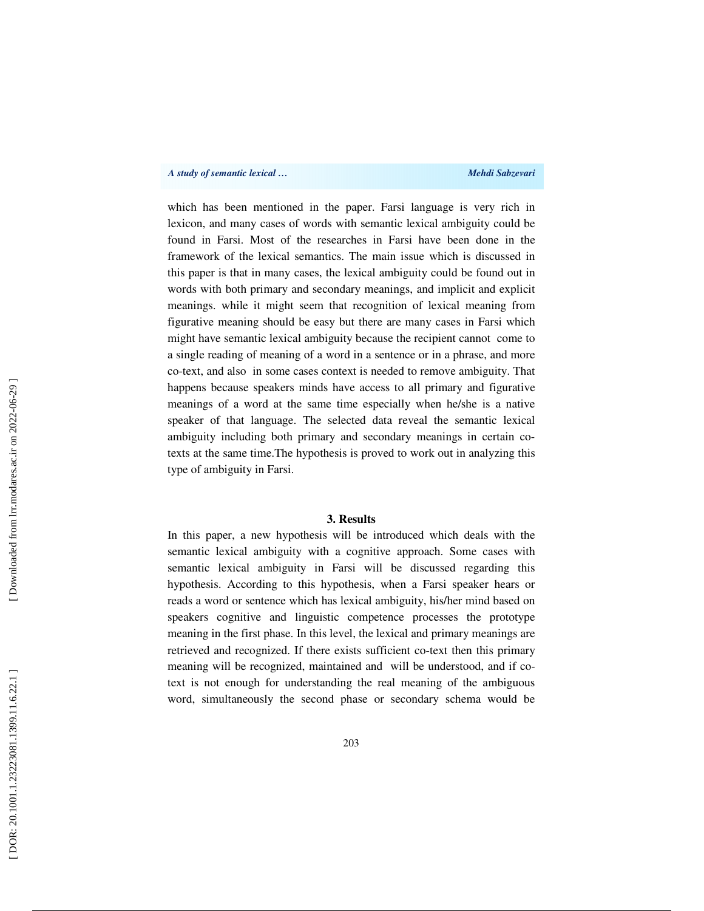which has been mentioned in the paper. Farsi language is very rich in lexicon, and many cases of words with semantic lexical ambiguity could be found in Farsi. Most of the researches in Farsi have been done in the framework of the lexical semantics. The main issue which is discussed in this paper is that in many cases, the lexical ambiguity could be found out in words with both primary and secondary meanings, and implicit and explicit meanings. while it might seem that recognition of lexical meaning from figurative meaning should be easy but there are many cases in Farsi which might have semantic lexical ambiguity because the recipient cannot come to a single reading of meaning of a word in a sentence or in a phrase, and more co-text, and also in some cases context is needed to remove ambiguity. That happens because speakers minds have access to all primary and figurative meanings of a word at the same time especially when he/she is a native speaker of that language. The selected data reveal the semantic lexical ambiguity including both primary and secondary meanings in certain co-texts at the same time.The hypothesis is proved to work out in analyzing this type of ambiguity in Farsi.

### 3. Results

In this paper, a new hypothesis will be introduced which deals with the semantic lexical ambiguity with a cognitive approach. Some cases with semantic lexical ambiguity in Farsi will be discussed regarding this hypothesis. According to this hypothesis, when a Farsi speaker hears or reads a word or sentence which has lexical ambiguity, his/her mind based on speakers cognitive and linguistic competence processes the prototype meaning in the first phase. In this level, the lexical and primary meanings are retrieved and recognized. If there exists sufficient co-text then this primary meaning will be recognized, maintained and will be understood, and if co-text is not enough for understanding the real meaning of the ambiguous word, simultaneously the second phase or secondary schema would be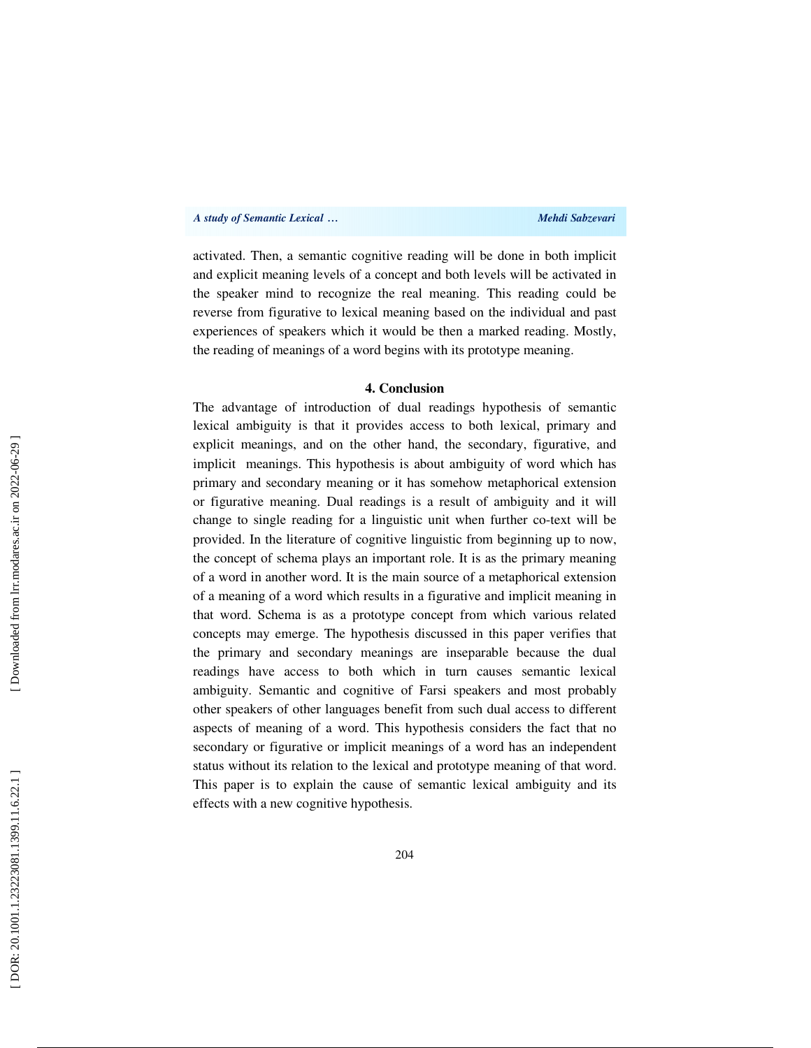activated. Then, a semantic cognitive reading will be done in both implicit and explicit meaning levels of a concept and both levels will be activated in the speaker mind to recognize the real meaning. This reading could be reverse from figurative to lexical meaning based on the individual and past experiences of speakers which it would be then a marked reading. Mostly, the reading of meanings of a word begins with its prototype meaning.

## 4. Conclusion

The advantage of introduction of dual readings hypothesis of semantic lexical ambiguity is that it provides access to both lexical, primary and explicit meanings, and on the other hand, the secondary, figurative, and implicit meanings. This hypothesis is about ambiguity of word which has primary and secondary meaning or it has somehow metaphorical extension or figurative meaning. Dual readings is a result of ambiguity and it will change to single reading for a linguistic unit when further co-text will be provided. In the literature of cognitive linguistic from beginning up to now, the concept of schema plays an important role. It is as the primary meaning of a word in another word. It is the main source of a metaphorical extension of a meaning of a word which results in a figurative and implicit meaning in that word. Schema is as a prototype concept from which various related concepts may emerge. The hypothesis discussed in this paper verifies that the primary and secondary meanings are inseparable because the dual readings have access to both which in turn causes semantic lexical ambiguity. Semantic and cognitive of Farsi speakers and most probably other speakers of other languages benefit from such dual access to different aspects of meaning of a word. This hypothesis considers the fact that no secondary or figurative or implicit meanings of a word has an independent status without its relation to the lexical and prototype meaning of that word. This paper is to explain the cause of semantic lexical ambiguity and its effects with a new cognitive hypothesis.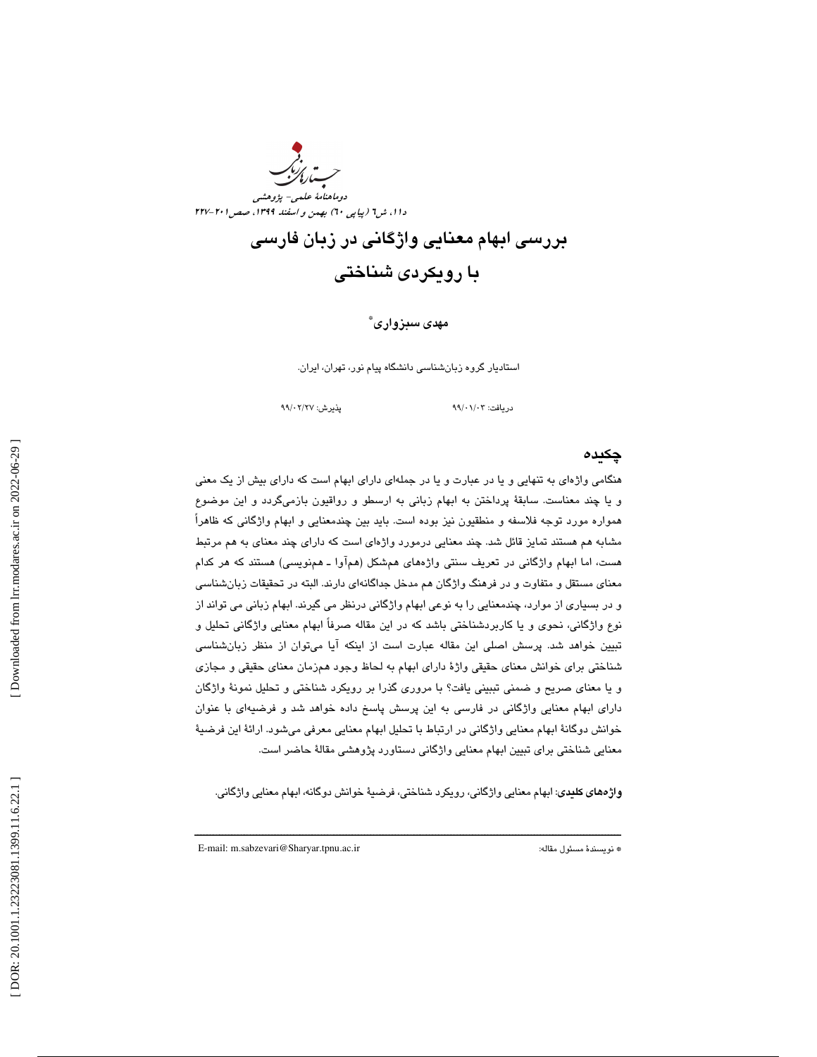# بررسی ابهام معنایی واژگانی در زبان فارسی با رویکردی شناختی

**مهدی سبزواری**\*

استادیار گروه زبان‌شناسی دانشگاه پیام نور، تهران، ایران.

دریافت: ۹۹/۰۱/۰۳ پذیرش: ۹۹/۰۲/۲۷

## چکیده

هنگامی واژه‌ای به تنهایی و یا در عبارت و یا در جمله‌ای دارای ابهام است که دارای بیش از یک معنی و یا چند معناست. سابقهٔ پرداختن به ابهام زبانی به ارسطو و رواقیون بازمی‌گردد و این موضوع همواره مورد توجه فلاسفه و منطقیون نیز بوده است. باید بین چندمعنایی و ابهام واژگانی که ظاهراً مشابه هم هستند تمایز قائل شد. چند معنایی درمورد واژه‌ای است که دارای چند معنای به هم مرتبط هست، اما ابهام واژگانی در تعریف سنتی واژه‌های همشکل (هم‌آوا ـ هم‌نویسی) هستند که هر کدام معنای مستقل و متفاوت و در فرهنگ واژگان هم مدخل جداگانه‌ای دارند. البته در تحقیقات زبان‌شناسی و در بسیاری از موارد، چندمعنایی را به نوعی ابهام واژگانی درنظر می گیرند. ابهام زبانی می تواند از نوع واژگانی، نحوی و یا کاربردشناختی باشد که در این مقاله صرفاً ابهام معنایی واژگانی تحلیل و تبیین خواهد شد. پرسش اصلی این مقاله عبارت است از اینکه آیا می‌توان از منظر زبان‌شناسی شناختی برای خوانش معنای حقیقی واژهٔ دارای ابهام به لحاظ وجود همزمان معنای حقیقی و مجازی و یا معنای صریح و ضمنی تبیینی یافت؟ با مروری گذرا بر رویکرد شناختی و تحلیل نمونهٔ واژگان دارای ابهام معنایی واژگانی در فارسی به این پرسش پاسخ داده خواهد شد و فرضیه‌ای با عنوان خوانش دوگانهٔ ابهام معنایی واژگانی در ارتباط با تحلیل ابهام معنایی معرفی می‌شود. ارائهٔ این فرضیهٔ معنایی شناختی برای تبیین ابهام معنایی واژگانی دستاورد پژوهشی مقالهٔ حاضر است.

**واژه‌های کلیدی**: ابهام معنایی واژگانی، رویکرد شناختی، فرضیهٔ خوانش دوگانه، ابهام معنایی واژگانی.

---

\* نویسندهٔ مسئول مقاله: E-mail: m.sabzevari@Sharyar.tpnu.ac.ir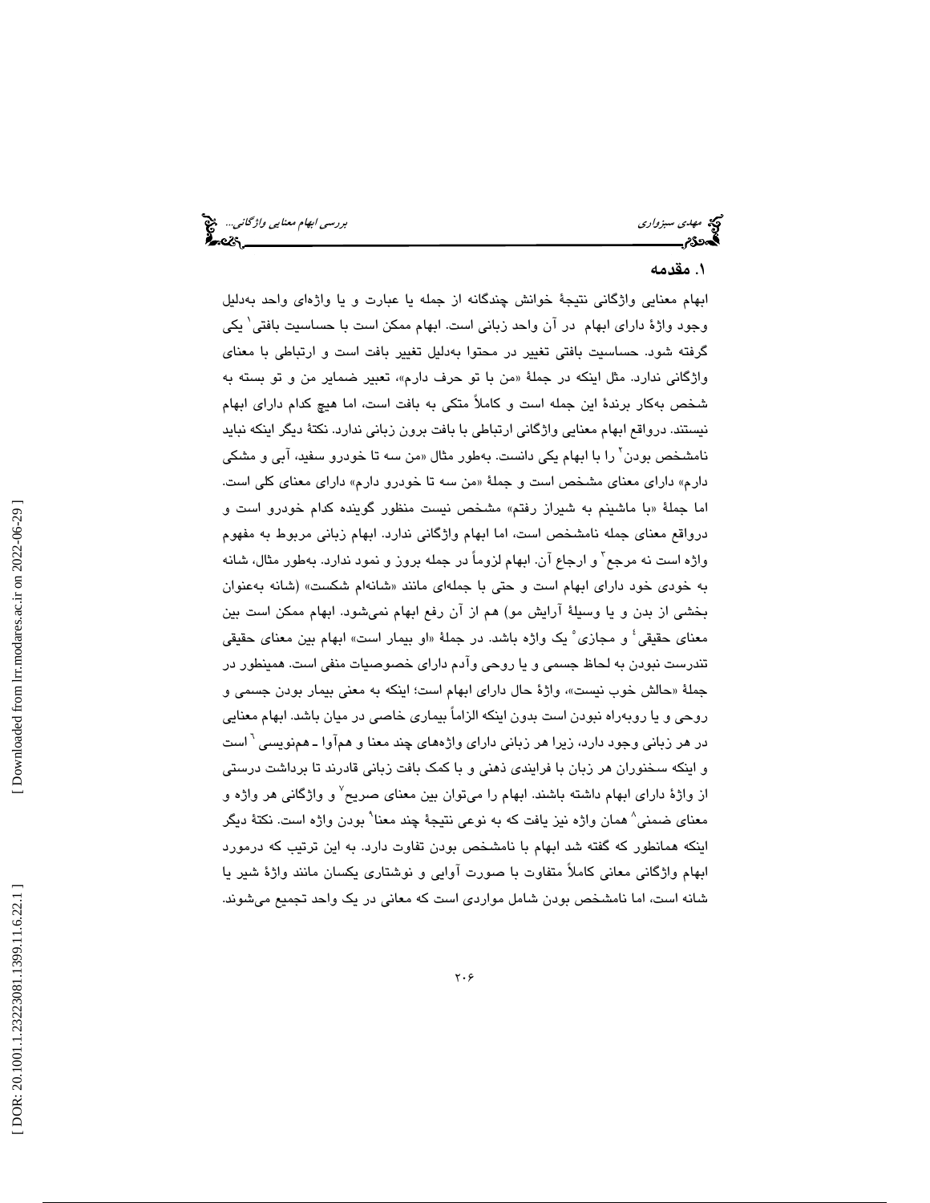## ۱. مقدمه

ابهام معنایی واژگانی نتیجهٔ خوانش چندگانه از جمله یا عبارت و یا واژه‌ای واحد به‌دلیل وجود واژهٔ دارای ابهام در آن واحد زبانی است. ابهام ممکن است با حساسیت بافتی[۱] یکی گرفته شود. حساسیت بافتی تغییر در محتوا به‌دلیل تغییر بافت است و ارتباطی با معنای واژگانی ندارد. مثل اینکه در جملهٔ «من با تو حرف دارم»، تعبیر ضمایر من و تو بسته به شخص به‌کار برندهٔ این جمله است و کاملاً متکی به بافت است، اما هیچ کدام دارای ابهام نیستند. درواقع ابهام معنایی واژگانی ارتباطی با بافت برون زبانی ندارد. نکتهٔ دیگر اینکه نباید نامشخص بودن[۲] را با ابهام یکی دانست. به‌طور مثال «من سه تا خودرو سفید، آبی و مشکی دارم» دارای معنای مشخص است و جملهٔ «من سه تا خودرو دارم» دارای معنای کلی است. اما جملهٔ «با ماشینم به شیراز رفتم» مشخص نیست منظور گوینده کدام خودرو است و درواقع معنای جمله نامشخص است، اما ابهام واژگانی ندارد. ابهام زبانی مربوط به مفهوم واژه است نه مرجع[۳] و ارجاع آن. ابهام لزوماً در جمله بروز و نمود ندارد. به‌طور مثال، شانه به خودی خود دارای ابهام است و حتی با جمله‌ای مانند «شانه‌ام شکست» (شانه به‌عنوان بخشی از بدن و یا وسیلهٔ آرایش مو) هم از آن رفع ابهام نمی‌شود. ابهام ممکن است بین معنای حقیقی[۴] و مجازی[۵] یک واژه باشد. در جملهٔ «او بیمار است» ابهام بین معنای حقیقی تندرست نبودن به لحاظ جسمی و یا روحی وآدم دارای خصوصیات منفی است. همینطور در جملهٔ «حالش خوب نیست»، واژهٔ حال دارای ابهام است؛ اینکه به معنی بیمار بودن جسمی و روحی و یا روبه‌راه نبودن است بدون اینکه الزاماً بیماری خاصی در میان باشد. ابهام معنایی در هر زبانی وجود دارد، زیرا هر زبانی دارای واژه‌های چند معنا و هم‌آوا ـ هم‌نویسی[۶] است و اینکه سخنوران هر زبان با فرایندی ذهنی و با کمک بافت زبانی قادرند تا برداشت درستی از واژهٔ دارای ابهام داشته باشند. ابهام را می‌توان بین معنای صریح[۷] و واژگانی هر واژه و معنای ضمنی[۸] همان واژه نیز یافت که به نوعی نتیجهٔ چند معنا[۹] بودن واژه است. نکتهٔ دیگر اینکه همانطور که گفته شد ابهام با نامشخص بودن تفاوت دارد. به این ترتیب که درمورد ابهام واژگانی معانی کاملاً متفاوت با صورت آوایی و نوشتاری یکسان مانند واژهٔ شیر یا شانه است، اما نامشخص بودن شامل مواردی است که معانی در یک واحد تجمیع می‌شوند.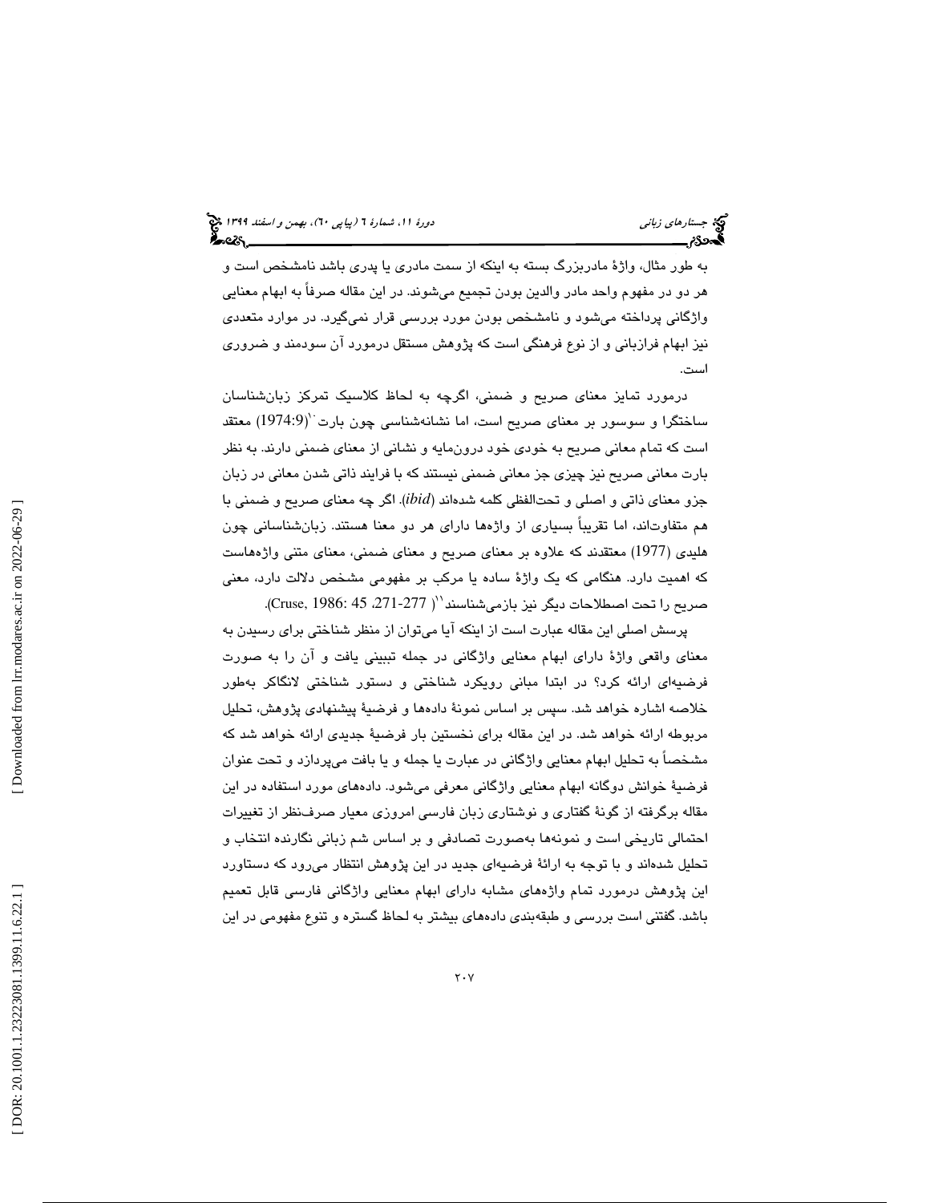به طور مثال، واژهٔ مادربزرگ بسته به اینکه از سمت مادری یا پدری باشد نامشخص است و هر دو در مفهوم واحد مادر والدین بودن تجمیع می‌شوند. در این مقاله صرفاً به ابهام معنایی واژگانی پرداخته می‌شود و نامشخص بودن مورد بررسی قرار نمی‌گیرد. در موارد متعددی نیز ابهام فرازبانی و از نوع فرهنگی است که پژوهش مستقل درمورد آن سودمند و ضروری است.

درمورد تمایز معنای صریح و ضمنی، اگرچه به لحاظ کلاسیک تمرکز زبان‌شناسان ساختگرا و سوسور بر معنای صریح است، اما نشانه‌شناسی چون بارت[10] (1974:9) معتقد است که تمام معانی صریح به خودی خود درون‌مایه و نشانی از معنای ضمنی دارند. به نظر بارت معانی صریح نیز چیزی جز معانی ضمنی نیستند که با فرایند ذاتی شدن معانی در زبان جزو معنای ذاتی و اصلی و تحت‌اللفظی کلمه شده‌اند (*ibid*). اگر چه معنای صریح و ضمنی با هم متفاوت‌اند، اما تقریباً بسیاری از واژه‌ها دارای هر دو معنا هستند. زبان‌شناسانی چون هلیدی (1977) معتقدند که علاوه بر معنای صریح و معنای ضمنی، معنای متنی واژه‌هاست که اهمیت دارد. هنگامی که یک واژهٔ ساده یا مرکب بر مفهومی مشخص دلالت دارد، معنی صریح را تحت اصطلاحات دیگر نیز بازمی‌شناسند[11] (Cruse, 1986: 45 ،271-277).

پرسش اصلی این مقاله عبارت است از اینکه آیا می‌توان از منظر شناختی برای رسیدن به معنای واقعی واژهٔ دارای ابهام معنایی واژگانی در جمله تبیینی یافت و آن را به صورت فرضیه‌ای ارائه کرد؟ در ابتدا مبانی رویکرد شناختی و دستور شناختی لانگاکر به‌طور خلاصه اشاره خواهد شد. سپس بر اساس نمونهٔ داده‌ها و فرضیهٔ پیشنهادی پژوهش، تحلیل مربوطه ارائه خواهد شد. در این مقاله برای نخستین بار فرضیهٔ جدیدی ارائه خواهد شد که مشخصاً به تحلیل ابهام معنایی واژگانی در عبارت یا جمله و یا بافت می‌پردازد و تحت عنوان فرضیهٔ خوانش دوگانه ابهام معنایی واژگانی معرفی می‌شود. داده‌های مورد استفاده در این مقاله برگرفته از گونهٔ گفتاری و نوشتاری زبان فارسی امروزی معیار صرف‌نظر از تغییرات احتمالی تاریخی است و نمونه‌ها به‌صورت تصادفی و بر اساس شم زبانی نگارنده انتخاب و تحلیل شده‌اند و با توجه به ارائهٔ فرضیه‌ای جدید در این پژوهش انتظار می‌رود که دستاورد این پژوهش درمورد تمام واژه‌های مشابه دارای ابهام معنایی واژگانی فارسی قابل تعمیم باشد. گفتنی است بررسی و طبقه‌بندی داده‌های بیشتر به لحاظ گستره و تنوع مفهومی در این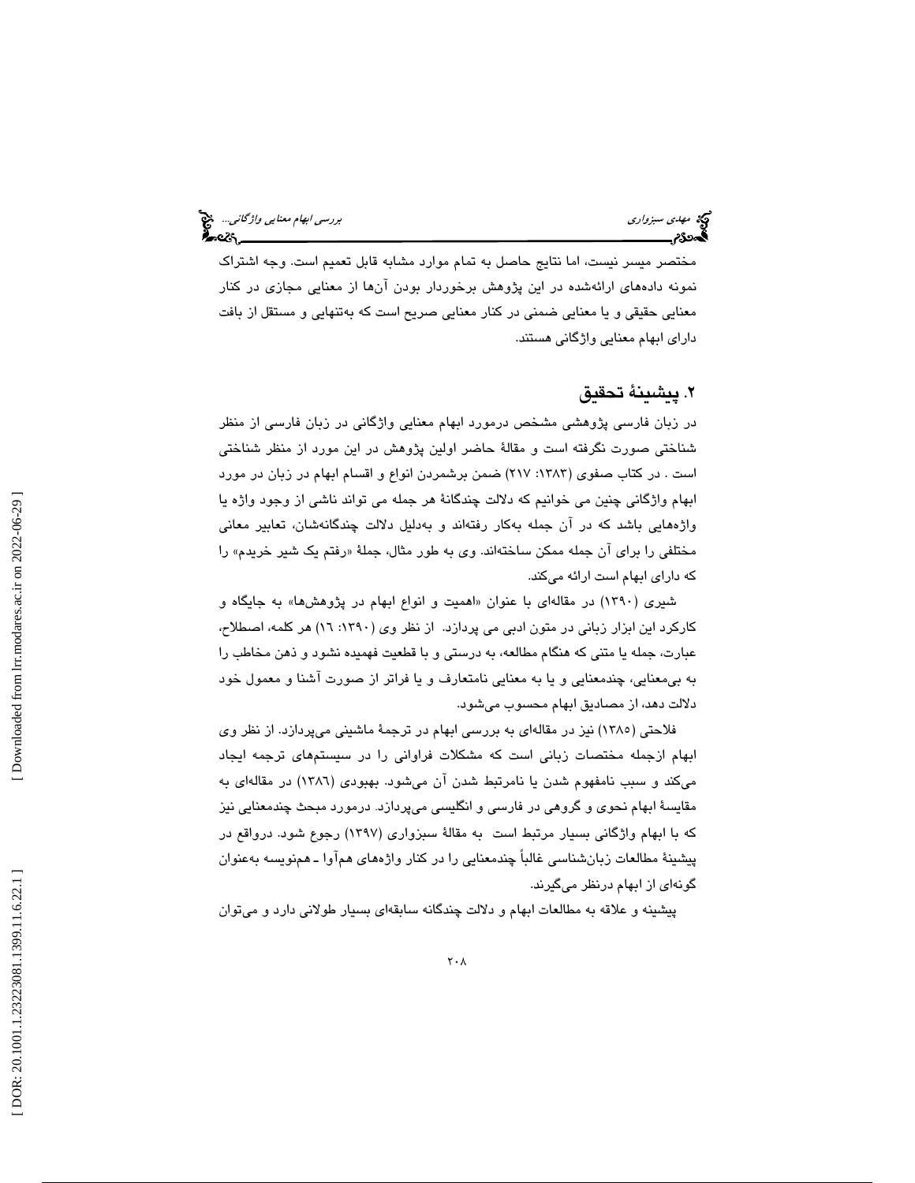مختصر میسر نیست، اما نتایج حاصل به تمام موارد مشابه قابل تعمیم است. وجه اشتراک نمونه داده‌های ارائه‌شده در این پژوهش برخوردار بودن آن‌ها از معنایی مجازی در کنار معنایی حقیقی و یا معنایی ضمنی در کنار معنایی صریح است که به‌تنهایی و مستقل از بافت دارای ابهام معنایی واژگانی هستند.

## ۲. پیشینهٔ تحقیق

در زبان فارسی پژوهشی مشخص درمورد ابهام معنایی واژگانی در زبان فارسی از منظر شناختی صورت نگرفته است و مقالهٔ حاضر اولین پژوهش در این مورد از منظر شناختی است . در کتاب صفوی (۱۳۸۳: ۲۱۷) ضمن برشمردن انواع و اقسام ابهام در زبان در مورد ابهام واژگانی چنین می خوانیم که دلالت چندگانهٔ هر جمله می تواند ناشی از وجود واژه یا واژه‌هایی باشد که در آن جمله به‌کار رفته‌اند و به‌دلیل دلالت چندگانه‌شان، تعابیر معانی مختلفی را برای آن جمله ممکن ساخته‌اند. وی به طور مثال، جملهٔ «رفتم یک شیر خریدم» را که دارای ابهام است ارائه می‌کند.

شیری (۱۳۹۰) در مقاله‌ای با عنوان «اهمیت و انواع ابهام در پژوهش‌ها» به جایگاه و کارکرد این ابزار زبانی در متون ادبی می پردازد. از نظر وی (۱۳۹۰: ۱۶) هر کلمه، اصطلاح، عبارت، جمله یا متنی که هنگام مطالعه، به درستی و با قطعیت فهمیده نشود و ذهن مخاطب را به بی‌معنایی، چندمعنایی و یا به معنایی نامتعارف و یا فراتر از صورت آشنا و معمول خود دلالت دهد، از مصادیق ابهام محسوب می‌شود.

فلاحتی (۱۳۸۵) نیز در مقاله‌ای به بررسی ابهام در ترجمهٔ ماشینی می‌پردازد. از نظر وی ابهام ازجمله مختصات زبانی است که مشکلات فراوانی را در سیستم‌های ترجمه ایجاد می‌کند و سبب نامفهوم شدن یا نامرتبط شدن آن می‌شود. بهبودی (۱۳۸۶) در مقاله‌ای به مقایسهٔ ابهام نحوی و گروهی در فارسی و انگلیسی می‌پردازد. درمورد مبحث چندمعنایی نیز که با ابهام واژگانی بسیار مرتبط است به مقالهٔ سبزواری (۱۳۹۷) رجوع شود. درواقع در پیشینهٔ مطالعات زبان‌شناسی غالباً چندمعنایی را در کنار واژه‌های هم‌آوا ـ هم‌نویسه به‌عنوان گونه‌ای از ابهام درنظر می‌گیرند.

پیشینه و علاقه به مطالعات ابهام و دلالت چندگانه سابقه‌ای بسیار طولانی دارد و می‌توان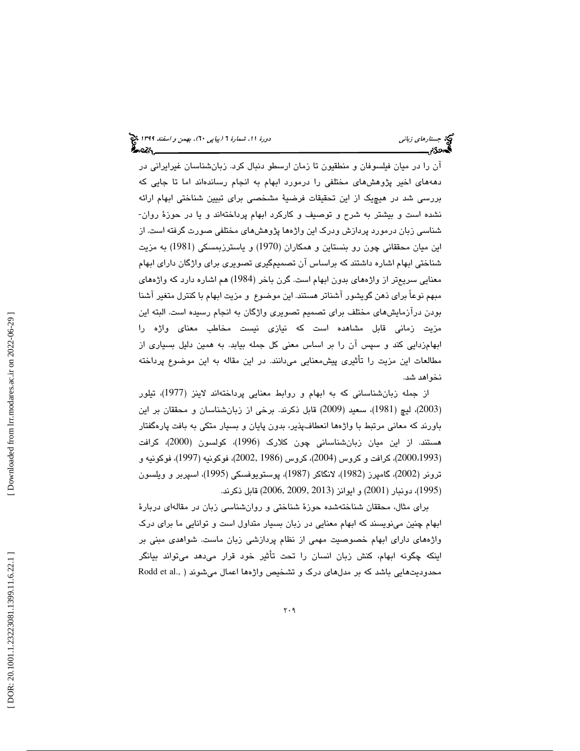آن را در میان فیلسوفان و منطقیون تا زمان ارسطو دنبال کرد. زبان‌شناسان غیرایرانی در دهه‌های اخیر پژوهش‌های مختلفی را درمورد ابهام به انجام رسانده‌اند اما تا جایی که بررسی شد در هیچ‌یک از این تحقیقات فرضیهٔ مشخصی برای تبیین شناختی ابهام ارائه نشده است و بیشتر به شرح و توصیف و کارکرد ابهام پرداخته‌اند و یا در حوزهٔ روان-شناسی زبان درمورد پردازش ودرک این واژه‌ها پژوهش‌های مختلفی صورت گرفته است. از این میان محققانی چون رو بنستاین و همکاران (1970) و یاسترزبمسکی (1981) به مزیت شناختی ابهام اشاره داشتند که براساس آن تصمیم‌گیری تصویری برای واژگان دارای ابهام معنایی سریع‌تر از واژه‌های بدون ابهام است. گرن باخر (1984) هم اشاره دارد که واژه‌های مبهم نوعاً برای ذهن گویشور آشناتر هستند. این موضوع و مزیت ابهام با کنترل متغیر آشنا بودن درآزمایش‌های مختلف برای تصمیم تصویری واژگان به انجام رسیده است. البته این مزیت زمانی قابل مشاهده است که نیازی نیست مخاطب معنای واژه را ابهام‌زدایی کند و سپس آن را بر اساس معنی کل جمله بیابد. به همین دلیل بسیاری از مطالعات این مزیت را تأثیری پیش‌معنایی می‌دانند. در این مقاله به این موضوع پرداخته نخواهد شد.

از جمله زبان‌شناسانی که به ابهام و روابط معنایی پرداخته‌اند لاینز (1977)، تیلور (2003)، لیچ (1981)، سعید (2009) قابل ذکرند. برخی از زبان‌شناسان و محققان بر این باورند که معانی مرتبط با واژه‌ها انعطاف‌پذیر، بدون پایان و بسیار متکی به بافت پاره‌گفتار هستند. از این میان زبان‌شناسانی چون کلارک (1996)، کولسون (2000)، کرافت (2000،1993)، کرافت و کروس (2004)، کروس (1986 ,2002)، فوکونیه (1997)، فوکونیه و ترونر (2002)، گامپرز (1982)، لانگاکر (1987)، پوستویوفسکی (1995)، اسپربر و ویلسون (1995)، دونبار (2001) و ایوانز (2013 ,2009 ,2006) قابل ذکرند.

برای مثال، محققان شناخته‌شده حوزهٔ شناختی و روان‌شناسی زبان در مقاله‌ای دربارهٔ ابهام چنین می‌نویسند که ابهام معنایی در زبان بسیار متداول است و توانایی ما برای درک واژه‌های دارای ابهام خصوصیت مهمی از نظام پردازشی زبان ماست. شواهدی مبنی بر اینکه چگونه ابهام، کنش زبان انسان را تحت تأثیر خود قرار می‌دهد می‌تواند بیانگر محدودیت‌هایی باشد که بر مدل‌های درک و تشخیص واژه‌ها اعمال می‌شوند ( Rodd et al.,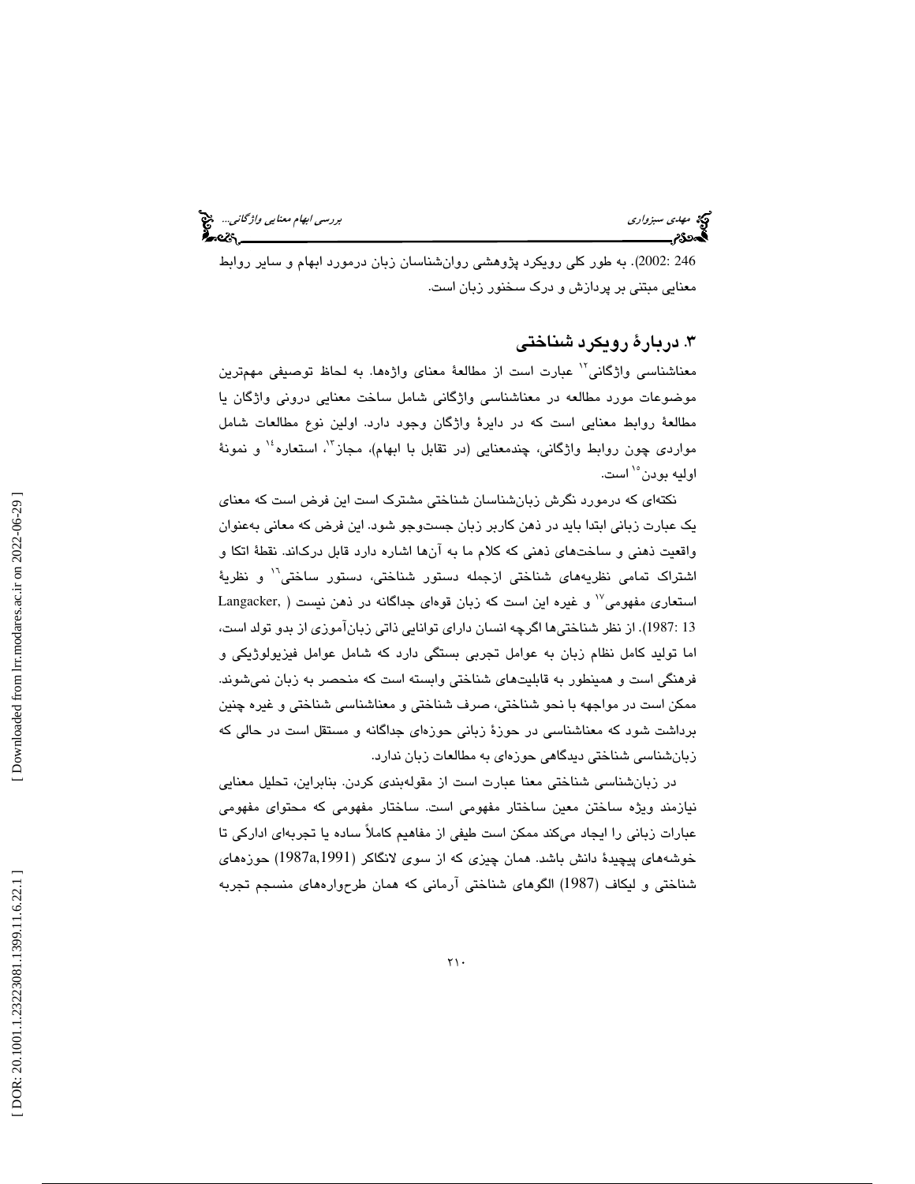246 :2002). به طور کلی رویکرد پژوهشی روان‌شناسان زبان درمورد ابهام و سایر روابط معنایی مبتنی بر پردازش و درک سخنور زبان است.

## ۳. دربارهٔ رویکرد شناختی

معناشناسی واژگانی[۱۲] عبارت است از مطالعهٔ معنای واژه‌ها. به لحاظ توصیفی مهم‌ترین موضوعات مورد مطالعه در معناشناسی واژگانی شامل ساخت معنایی درونی واژگان یا مطالعهٔ روابط معنایی است که در دایرهٔ واژگان وجود دارد. اولین نوع مطالعات شامل مواردی چون روابط واژگانی، چندمعنایی (در تقابل با ابهام)، مجاز[۱۳]، استعاره[۱۴] و نمونهٔ اولیه بودن[۱۵] است.

نکته‌ای که درمورد نگرش زبان‌شناسان شناختی مشترک است این فرض است که معنای یک عبارت زبانی ابتدا باید در ذهن کاربر زبان جست‌وجو شود. این فرض که معانی به‌عنوان واقعیت ذهنی و ساخت‌های ذهنی که کلام ما به آن‌ها اشاره دارد قابل درک‌اند. نقطهٔ اتکا و اشتراک تمامی نظریه‌های شناختی ازجمله دستور شناختی، دستور ساختی[۱۶] و نظریهٔ استعاری مفهومی[۱۷] و غیره این است که زبان قوه‌ای جداگانه در ذهن نیست ( Langacker, 13 :1987). از نظر شناختی‌ها اگرچه انسان دارای توانایی ذاتی زبان‌آموزی از بدو تولد است، اما تولید کامل نظام زبان به عوامل تجربی بستگی دارد که شامل عوامل فیزیولوژیکی و فرهنگی است و همینطور به قابلیت‌های شناختی وابسته است که منحصر به زبان نمی‌شوند. ممکن است در مواجهه با نحو شناختی، صرف شناختی و معناشناسی شناختی و غیره چنین برداشت شود که معناشناسی در حوزهٔ زبانی حوزه‌ای جداگانه و مستقل است در حالی که زبان‌شناسی شناختی دیدگاهی حوزه‌ای به مطالعات زبان ندارد.

در زبان‌شناسی شناختی معنا عبارت است از مقوله‌بندی کردن. بنابراین، تحلیل معنایی نیازمند ویژه ساختن معین ساختار مفهومی است. ساختار مفهومی که محتوای مفهومی عبارات زبانی را ایجاد می‌کند ممکن است طیفی از مفاهیم کاملاً ساده یا تجربه‌ای ادارکی تا خوشه‌های پیچیدهٔ دانش باشد. همان چیزی که از سوی لانگاکر (1987a,1991) حوزه‌های شناختی و لیکاف (1987) الگوهای شناختی آرمانی که همان طرح‌واره‌های منسجم تجربه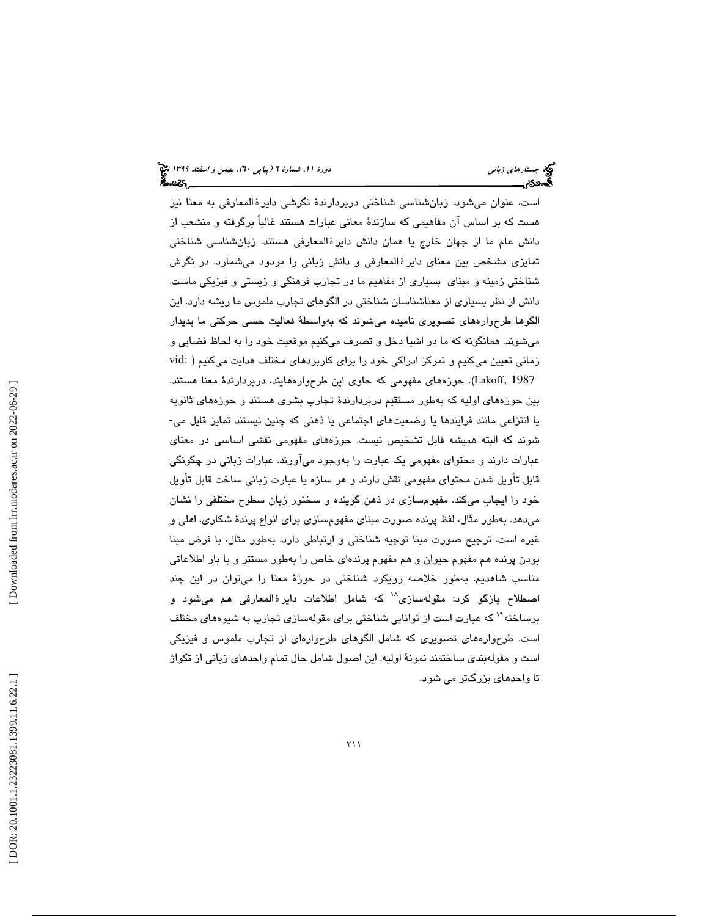است، عنوان می‌شود. زبان‌شناسی شناختی دربردارندهٔ نگرشی دایرةالمعارفی به معنا نیز هست که بر اساس آن مفاهیمی که سازندهٔ معانی عبارات هستند غالباً برگرفته و منشعب از دانش عام ما از جهان خارج یا همان دانش دایرةالمعارفی هستند. زبان‌شناسی شناختی تمایزی مشخص بین معنای دایرةالمعارفی و دانش زبانی را مردود می‌شمارد. در نگرش شناختی زمینه و مبنای بسیاری از مفاهیم ما در تجارب فرهنگی و زیستی و فیزیکی ماست. دانش از نظر بسیاری از معناشناسان شناختی در الگوهای تجارب ملموس ما ریشه دارد. این الگوها طرح‌واره‌های تصویری نامیده می‌شوند که به‌واسطهٔ فعالیت حسی حرکتی ما پدیدار می‌شوند. همانگونه که ما در اشیا دخل و تصرف می‌کنیم موقعیت خود را به لحاظ فضایی و زمانی تعیین می‌کنیم و تمرکز ادراکی خود را برای کاربردهای مختلف هدایت می‌کنیم ( vid: Lakoff, 1987). حوزه‌های مفهومی که حاوی این طرح‌واره‌هایند، دربردارندهٔ معنا هستند. بین حوزه‌های اولیه که به‌طور مستقیم دربردارندهٔ تجارب بشری هستند و حوزه‌های ثانویه یا انتزاعی مانند فرایندها یا وضعیت‌های اجتماعی یا ذهنی که چنین نیستند تمایز قایل می‌شوند که البته همیشه قابل تشخیص نیست. حوزه‌های مفهومی نقشی اساسی در معنای عبارات دارند و محتوای مفهومی یک عبارت را به‌وجود می‌آورند. عبارات زبانی در چگونگی قابل تأویل شدن محتوای مفهومی نقش دارند و هر سازه یا عبارت زبانی ساخت قابل تأویل خود را ایجاب می‌کند. مفهوم‌سازی در ذهن گوینده و سخنور زبان سطوح مختلفی را نشان می‌دهد. به‌طور مثال، لفظ پرنده صورت مبنای مفهوم‌سازی برای انواع پرندهٔ شکاری، اهلی و غیره است. ترجیح صورت مبنا توجیه شناختی و ارتباطی دارد. به‌طور مثال، با فرض مبنا بودن پرنده هم مفهوم حیوان و هم مفهوم پرنده‌ای خاص را به‌طور مستتر و با بار اطلاعاتی مناسب شاهدیم. به‌طور خلاصه رویکرد شناختی در حوزهٔ معنا را می‌توان در این چند اصطلاح بازگو کرد: مقوله‌سازی[18] که شامل اطلاعات دایرةالمعارفی هم می‌شود و برساخته[19] که عبارت است از توانایی شناختی برای مقوله‌سازی تجارب به شیوه‌های مختلف است. طرح‌واره‌های تصویری که شامل الگوهای طرح‌واره‌ای از تجارب ملموس و فیزیکی است و مقوله‌بندی ساختمند نمونهٔ اولیه. این اصول شامل حال تمام واحدهای زبانی از تکواژ تا واحدهای بزرگ‌تر می شود.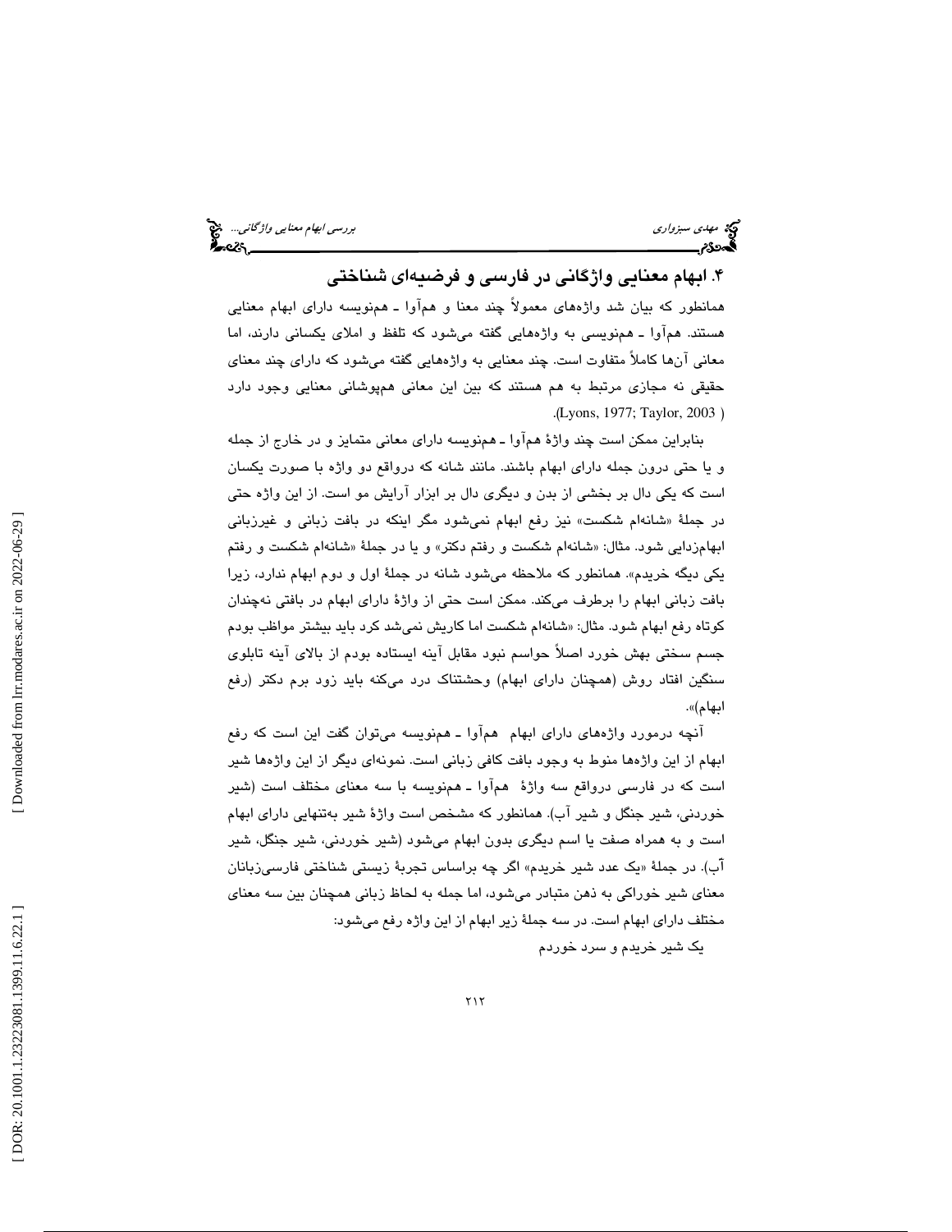## ۴. ابهام معنایی واژگانی در فارسی و فرضیه‌ای شناختی

همانطور که بیان شد واژه‌های معمولاً چند معنا و هم‌آوا ـ هم‌نویسه دارای ابهام معنایی هستند. هم‌آوا ـ هم‌نویسی به واژه‌هایی گفته می‌شود که تلفظ و املای یکسانی دارند، اما معانی آن‌ها کاملاً متفاوت است. چند معنایی به واژه‌هایی گفته می‌شود که دارای چند معنای حقیقی نه مجازی مرتبط به هم هستند که بین این معانی هم‌پوشانی معنایی وجود دارد (Lyons, 1977; Taylor, 2003).

بنابراین ممکن است چند واژهٔ هم‌آوا ـ هم‌نویسه دارای معانی متمایز و در خارج از جمله و یا حتی درون جمله دارای ابهام باشند. مانند شانه که درواقع دو واژه با صورت یکسان است که یکی دال بر بخشی از بدن و دیگری دال بر ابزار آرایش مو است. از این واژه حتی در جملهٔ «شانه‌ام شکست» نیز رفع ابهام نمی‌شود مگر اینکه در بافت زبانی و غیرزبانی ابهام‌زدایی شود. مثال: «شانه‌ام شکست و رفتم دکتر» و یا در جملهٔ «شانه‌ام شکست و رفتم یکی دیگه خریدم». همانطور که ملاحظه می‌شود شانه در جملهٔ اول و دوم ابهام ندارد، زیرا بافت زبانی ابهام را برطرف می‌کند. ممکن است حتی از واژهٔ دارای ابهام در بافتی نه‌چندان کوتاه رفع ابهام شود. مثال: «شانه‌ام شکست اما کاریش نمی‌شد کرد باید بیشتر مواظب بودم جسم سختی بهش خورد اصلاً حواسم نبود مقابل آینه ایستاده بودم از بالای آینه تابلوی سنگین افتاد روش (همچنان دارای ابهام) وحشتناک درد می‌کنه باید زود برم دکتر (رفع ابهام)».

آنچه درمورد واژه‌های دارای ابهام هم‌آوا ـ هم‌نویسه می‌توان گفت این است که رفع ابهام از این واژه‌ها منوط به وجود بافت کافی زبانی است. نمونه‌ای دیگر از این واژه‌ها شیر است که در فارسی درواقع سه واژهٔ هم‌آوا ـ هم‌نویسه با سه معنای مختلف است (شیر خوردنی، شیر جنگل و شیر آب). همانطور که مشخص است واژهٔ شیر به‌تنهایی دارای ابهام است و به همراه صفت یا اسم دیگری بدون ابهام می‌شود (شیر خوردنی، شیر جنگل، شیر آب). در جملهٔ «یک عدد شیر خریدم» اگر چه براساس تجربهٔ زیستی شناختی فارسی‌زبانان معنای شیر خوراکی به ذهن متبادر می‌شود، اما جمله به لحاظ زبانی همچنان بین سه معنای مختلف دارای ابهام است. در سه جملهٔ زیر ابهام از این واژه رفع می‌شود:

یک شیر خریدم و سرد خوردم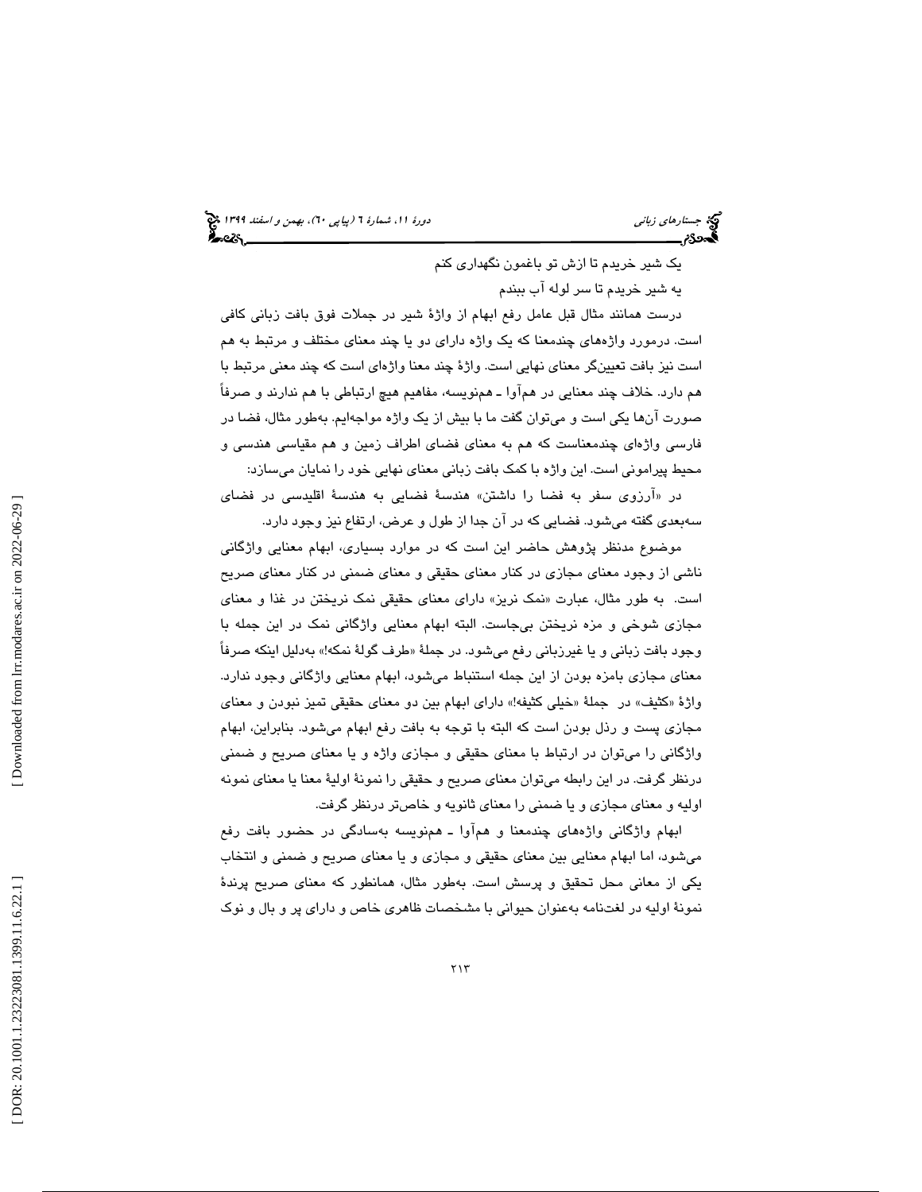یک شیر خریدم تا ازش تو باغمون نگهداری کنم

یه شیر خریدم تا سر لوله آب ببندم

درست همانند مثال قبل عامل رفع ابهام از واژهٔ شیر در جملات فوق بافت زبانی کافی است. درمورد واژه‌های چندمعنا که یک واژه دارای دو یا چند معنای مختلف و مرتبط به هم است نیز بافت تعیین‌گر معنای نهایی است. واژهٔ چند معنا واژه‌ای است که چند معنی مرتبط با هم دارد. خلاف چند معنایی در هم‌آوا ـ هم‌نویسه، مفاهیم هیچ ارتباطی با هم ندارند و صرفاً صورت آن‌ها یکی است و می‌توان گفت ما با بیش از یک واژه مواجه‌ایم. به‌طور مثال، فضا در فارسی واژه‌ای چندمعناست که هم به معنای فضای اطراف زمین و هم مقیاسی هندسی و محیط پیرامونی است. این واژه با کمک بافت زبانی معنای نهایی خود را نمایان می‌سازد:

در «آرزوی سفر به فضا را داشتن» هندسهٔ فضایی به هندسهٔ اقلیدسی در فضای سه‌بعدی گفته می‌شود. فضایی که در آن جدا از طول و عرض، ارتفاع نیز وجود دارد.

موضوع مدنظر پژوهش حاضر این است که در موارد بسیاری، ابهام معنایی واژگانی ناشی از وجود معنای مجازی در کنار معنای حقیقی و معنای ضمنی در کنار معنای صریح است. به طور مثال، عبارت «نمک نریز» دارای معنای حقیقی نمک نریختن در غذا و معنای مجازی شوخی و مزه نریختن بی‌جاست. البته ابهام معنایی واژگانی نمک در این جمله با وجود بافت زبانی و یا غیرزبانی رفع می‌شود. در جملهٔ «طرف گولهٔ نمکه!» به‌دلیل اینکه صرفاً معنای مجازی بامزه بودن از این جمله استنباط می‌شود، ابهام معنایی واژگانی وجود ندارد. واژهٔ «کثیف» در جملهٔ «خیلی کثیفه!» دارای ابهام بین دو معنای حقیقی تمیز نبودن و معنای مجازی پست و رذل بودن است که البته با توجه به بافت رفع ابهام می‌شود. بنابراین، ابهام واژگانی را می‌توان در ارتباط با معنای حقیقی و مجازی واژه و یا معنای صریح و ضمنی درنظر گرفت. در این رابطه می‌توان معنای صریح و حقیقی را نمونهٔ اولیهٔ معنا یا معنای نمونه اولیه و معنای مجازی و یا ضمنی را معنای ثانویه و خاص‌تر درنظر گرفت.

ابهام واژگانی واژه‌های چندمعنا و هم‌آوا ـ هم‌نویسه به‌سادگی در حضور بافت رفع می‌شود، اما ابهام معنایی بین معنای حقیقی و مجازی و یا معنای صریح و ضمنی و انتخاب یکی از معانی محل تحقیق و پرسش است. به‌طور مثال، همانطور که معنای صریح پرندهٔ نمونهٔ اولیه در لغت‌نامه به‌عنوان حیوانی با مشخصات ظاهری خاص و دارای پر و بال و نوک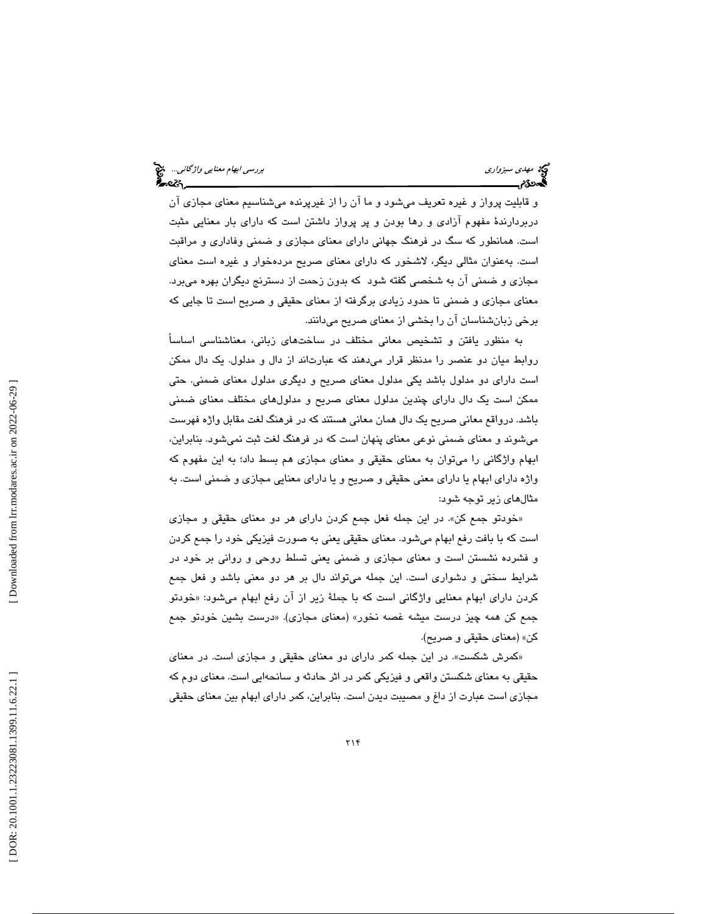و قابلیت پرواز و غیره تعریف می‌شود و ما آن را از غیرپرنده می‌شناسیم معنای مجازی آن دربردارندهٔ مفهوم آزادی و رها بودن و پر پرواز داشتن است که دارای بار معنایی مثبت است. همانطور که سگ در فرهنگ جهانی دارای معنای مجازی و ضمنی وفاداری و مراقبت است. به‌عنوان مثالی دیگر، لاشخور که دارای معنای صریح مرده‌خوار و غیره است معنای مجازی و ضمنی آن به شخصی گفته شود که بدون زحمت از دسترنج دیگران بهره می‌برد. معنای مجازی و ضمنی تا حدود زیادی برگرفته از معنای حقیقی و صریح است تا جایی که برخی زبان‌شناسان آن را بخشی از معنای صریح می‌دانند.

به منظور یافتن و تشخیص معانی مختلف در ساخت‌های زبانی، معناشناسی اساساً روابط میان دو عنصر را مدنظر قرار می‌دهند که عبارت‌اند از دال و مدلول. یک دال ممکن است دارای دو مدلول باشد یکی مدلول معنای صریح و دیگری مدلول معنای ضمنی. حتی ممکن است یک دال دارای چندین مدلول معنای صریح و مدلول‌های مختلف معنای ضمنی باشد. درواقع معانی صریح یک دال همان معانی هستند که در فرهنگ لغت مقابل واژه فهرست می‌شوند و معنای ضمنی نوعی معنای پنهان است که در فرهنگ لغت ثبت نمی‌شود. بنابراین، ابهام واژگانی را می‌توان به معنای حقیقی و معنای مجازی هم بسط داد؛ به این مفهوم که واژه دارای ابهام یا دارای معنی حقیقی و صریح و یا دارای معنایی مجازی و ضمنی است. به مثال‌های زیر توجه شود:

«خودتو جمع کن». در این جمله فعل جمع کردن دارای هر دو معنای حقیقی و مجازی است که با بافت رفع ابهام می‌شود. معنای حقیقی یعنی به صورت فیزیکی خود را جمع کردن و فشرده نشستن است و معنای مجازی و ضمنی یعنی تسلط روحی و روانی بر خود در شرایط سختی و دشواری است. این جمله می‌تواند دال بر هر دو معنی باشد و فعل جمع کردن دارای ابهام معنایی واژگانی است که با جملهٔ زیر از آن رفع ابهام می‌شود: «خودتو جمع کن همه چیز درست میشه غصه نخور» (معنای مجازی). «درست بشین خودتو جمع کن» (معنای حقیقی و صریح).

«کمرش شکست». در این جمله کمر دارای دو معنای حقیقی و مجازی است. در معنای حقیقی به معنای شکستن واقعی و فیزیکی کمر در اثر حادثه و سانحه‌ایی است. معنای دوم که مجازی است عبارت از داغ و مصیبت دیدن است. بنابراین، کمر دارای ابهام بین معنای حقیقی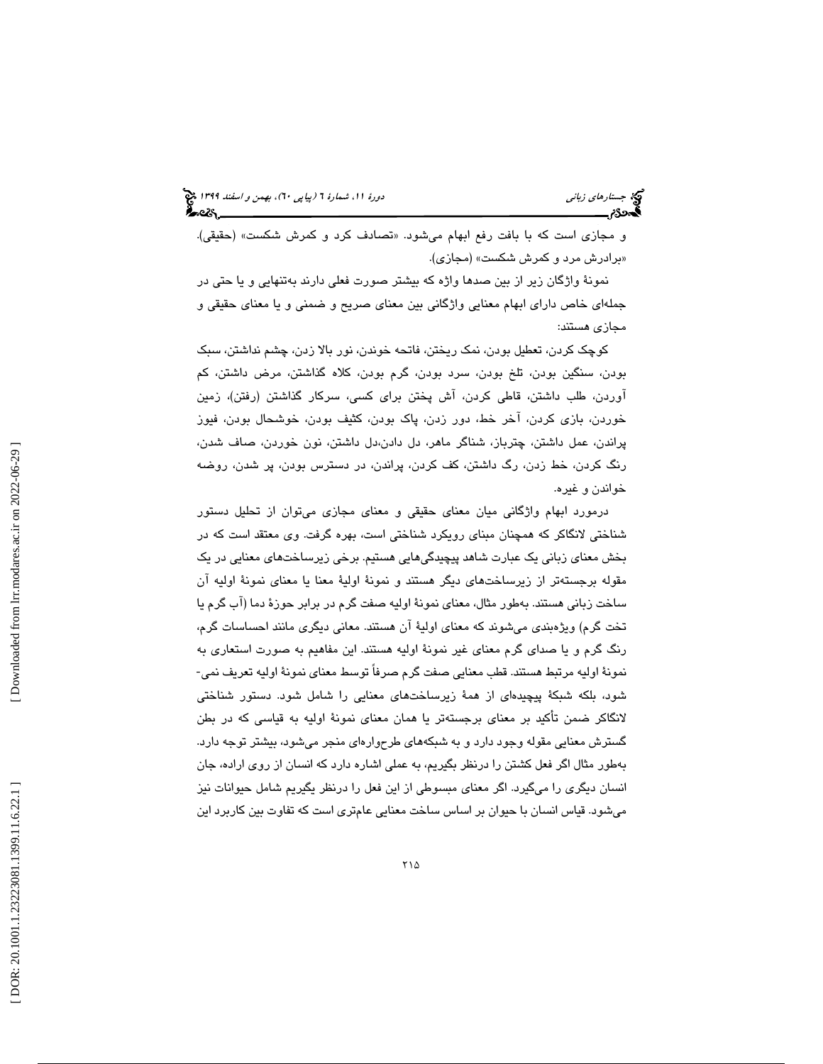و مجازی است که با بافت رفع ابهام می‌شود. «تصادف کرد و کمرش شکست» (حقیقی). «برادرش مرد و کمرش شکست» (مجازی).

نمونهٔ واژگان زیر از بین صدها واژه که بیشتر صورت فعلی دارند به‌تنهایی و یا حتی در جمله‌ای خاص دارای ابهام معنایی واژگانی بین معنای صریح و ضمنی و یا معنای حقیقی و مجازی هستند:

کوچک کردن، تعطیل بودن، نمک ریختن، فاتحه خوندن، نور بالا زدن، چشم نداشتن، سبک بودن، سنگین بودن، تلخ بودن، سرد بودن، گرم بودن، کلاه گذاشتن، مرض داشتن، کم آوردن، طلب داشتن، قاطی کردن، آش پختن برای کسی، سرکار گذاشتن (رفتن)، زمین خوردن، بازی کردن، آخر خط، دور زدن، پاک بودن، کثیف بودن، خوشحال بودن، فیوز پراندن، عمل داشتن، چترباز، شناگر ماهر، دل دادن،دل داشتن، نون خوردن، صاف شدن، رنگ کردن، خط زدن، رگ داشتن، کف کردن، پراندن، در دسترس بودن، پر شدن، روضه خواندن و غیره.

درمورد ابهام واژگانی میان معنای حقیقی و معنای مجازی می‌توان از تحلیل دستور شناختی لانگاکر که همچنان مبنای رویکرد شناختی است، بهره گرفت. وی معتقد است که در بخش معنای زبانی یک عبارت شاهد پیچیدگی‌هایی هستیم. برخی زیرساخت‌های معنایی در یک مقوله برجسته‌تر از زیرساخت‌های دیگر هستند و نمونهٔ اولیهٔ معنا یا معنای نمونهٔ اولیه آن ساخت زبانی هستند. به‌طور مثال، معنای نمونهٔ اولیه صفت گرم در برابر حوزهٔ دما (آب گرم یا تخت گرم) ویژه‌بندی می‌شوند که معنای اولیهٔ آن هستند. معانی دیگری مانند احساسات گرم، رنگ گرم و یا صدای گرم معنای غیر نمونهٔ اولیه هستند. این مفاهیم به صورت استعاری به نمونهٔ اولیه مرتبط هستند. قطب معنایی صفت گرم صرفاً توسط معنای نمونهٔ اولیه تعریف نمی‌شود، بلکه شبکهٔ پیچیده‌ای از همهٔ زیرساخت‌های معنایی را شامل شود. دستور شناختی لانگاکر ضمن تأکید بر معنای برجسته‌تر یا همان معنای نمونهٔ اولیه به قیاسی که در بطن گسترش معنایی مقوله وجود دارد و به شبکه‌های طرح‌واره‌ای منجر می‌شود، بیشتر توجه دارد. به‌طور مثال اگر فعل کشتن را درنظر بگیریم، به عملی اشاره دارد که انسان از روی اراده، جان انسان دیگری را می‌گیرد. اگر معنای مبسوطی از این فعل را درنظر بگیریم شامل حیوانات نیز می‌شود. قیاس انسان با حیوان بر اساس ساخت معنایی عام‌تری است که تفاوت بین کاربرد این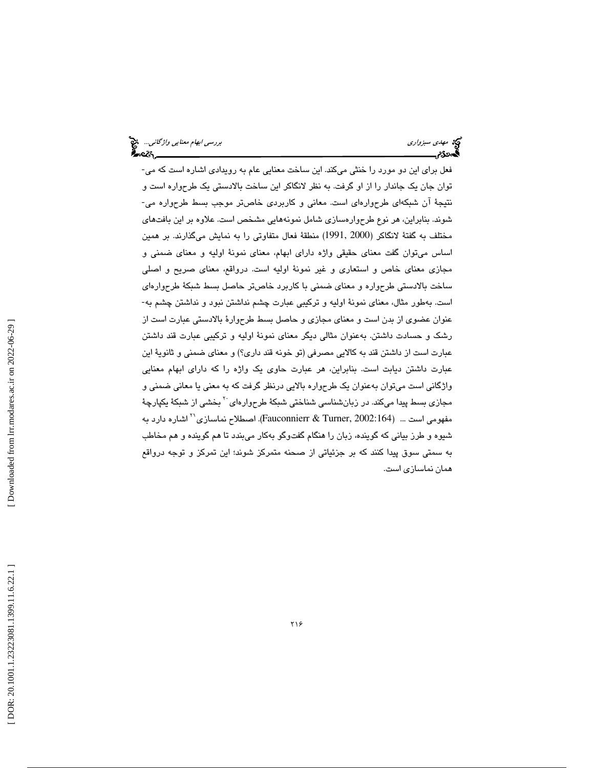فعل برای این دو مورد را خنثی می‌کند. این ساخت معنایی عام به رویدادی اشاره است که می‌توان جان یک جاندار را از او گرفت. به نظر لانگاکر این ساخت بالادستی یک طرحواره است و نتیجهٔ آن شبکه‌ای طرحواره‌ای است. معانی و کاربردی خاص‌تر موجب بسط طرحواره می‌شوند. بنابراین، هر نوع طرحواره‌سازی شامل نمونه‌هایی مشخص است. علاوه بر این بافت‌های مختلف به گفتهٔ لانگاکر (1991, 2000) منطقهٔ فعال متفاوتی را به نمایش می‌گذارند. بر همین اساس می‌توان گفت معنای حقیقی واژه دارای ابهام، معنای نمونهٔ اولیه و معنای ضمنی و مجازی معنای خاص و استعاری و غیر نمونهٔ اولیه است. درواقع، معنای صریح و اصلی ساخت بالادستی طرحواره و معنای ضمنی با کاربرد خاص‌تر حاصل بسط شبکهٔ طرحواره‌ای است. به‌طور مثال، معنای نمونهٔ اولیه و ترکیبی عبارت چشم نداشتن نبود و نداشتن چشم به‌عنوان عضوی از بدن است و معنای مجازی و حاصل بسط طرحوارهٔ بالادستی عبارت است از رشک و حسادت داشتن. به‌عنوان مثالی دیگر معنای نمونهٔ اولیه و ترکیبی عبارت قند داشتن عبارت است از داشتن قند به کالایی مصرفی (تو خونه قند داری؟) و معنای ضمنی و ثانویهٔ این عبارت داشتن دیابت است. بنابراین، هر عبارت حاوی یک واژه را که دارای ابهام معنایی واژگانی است می‌توان به‌عنوان یک طرحواره بالایی درنظر گرفت که به معنی یا معانی ضمنی و مجازی بسط پیدا می‌کند. در زبان‌شناسی شناختی شبکهٔ طرحواره‌ای [20] بخشی از شبکهٔ یکپارچهٔ مفهومی است ... (Fauconnierr & Turner, 2002:164). اصطلاح نماسازی[21] اشاره دارد به شیوه و طرز بیانی که گوینده، زبان را هنگام گفت‌وگو به‌کار می‌بندد تا هم گوینده و هم مخاطب به سمتی سوق پیدا کنند که بر جزئیاتی از صحنه متمرکز شوند؛ این تمرکز و توجه درواقع همان نماسازی است.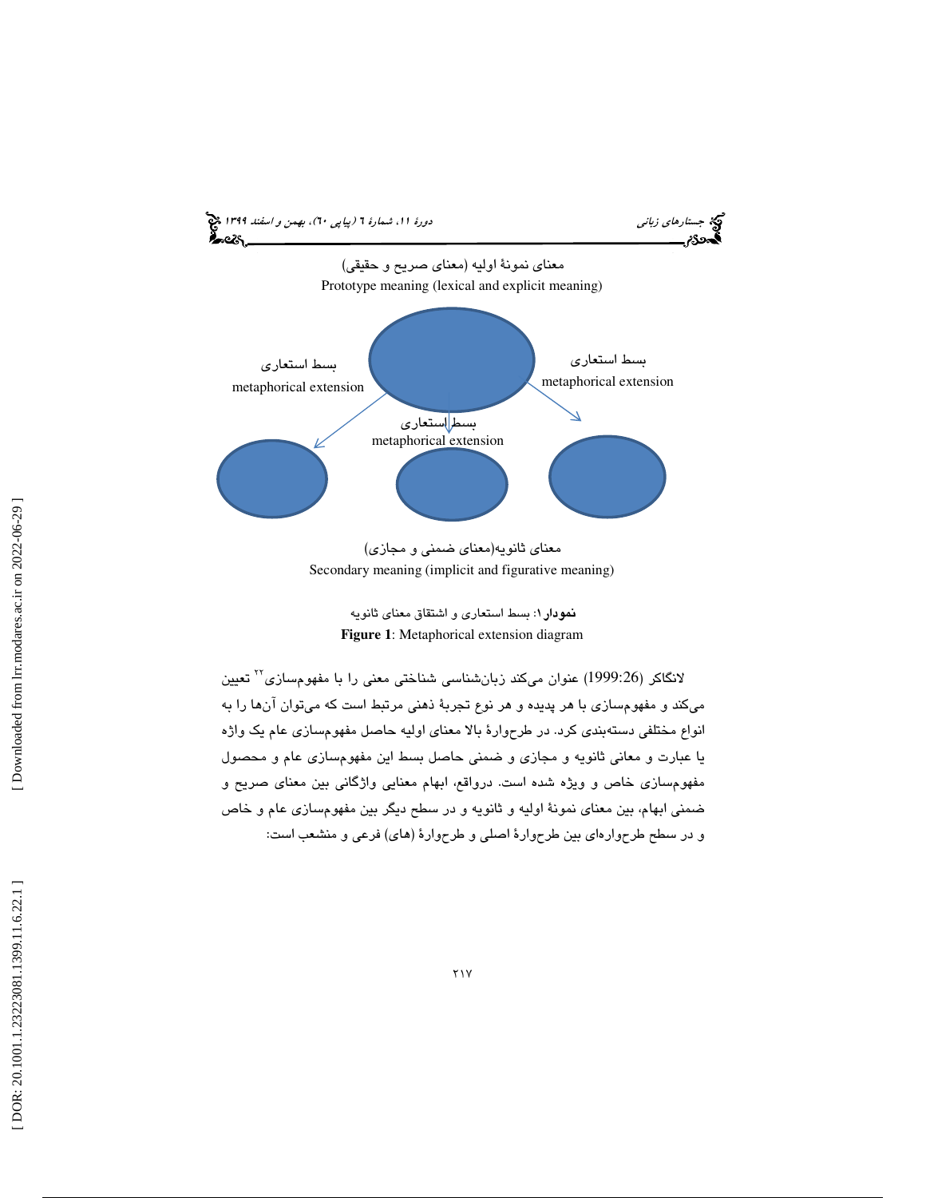معنای نمونهٔ اولیه (معنای صریح و حقیقی)

Prototype meaning (lexical and explicit meaning)

بسط استعاری

metaphorical extension

بسط استعاری

metaphorical extension

بسط استعاری

metaphorical extension

معنای ثانویه(معنای ضمنی و مجازی)

Secondary meaning (implicit and figurative meaning)

**نمودار ۱**: بسط استعاری و اشتقاق معنای ثانویه

**Figure 1**: Metaphorical extension diagram

لانگاکر (1999:26) عنوان می‌کند زبان‌شناسی شناختی معنی را با مفهوم‌سازی[۲۲] تعیین می‌کند و مفهوم‌سازی با هر پدیده و هر نوع تجربهٔ ذهنی مرتبط است که می‌توان آن‌ها را به انواع مختلفی دسته‌بندی کرد. در طرح‌وارهٔ بالا معنای اولیه حاصل مفهوم‌سازی عام یک واژه یا عبارت و معانی ثانویه و مجازی و ضمنی حاصل بسط این مفهوم‌سازی عام و محصول مفهوم‌سازی خاص و ویژه شده است. درواقع، ابهام معنایی واژگانی بین معنای صریح و ضمنی ابهام، بین معنای نمونهٔ اولیه و ثانویه و در سطح دیگر بین مفهوم‌سازی عام و خاص و در سطح طرح‌واره‌ای بین طرح‌وارهٔ اصلی و طرح‌وارهٔ (های) فرعی و منشعب است: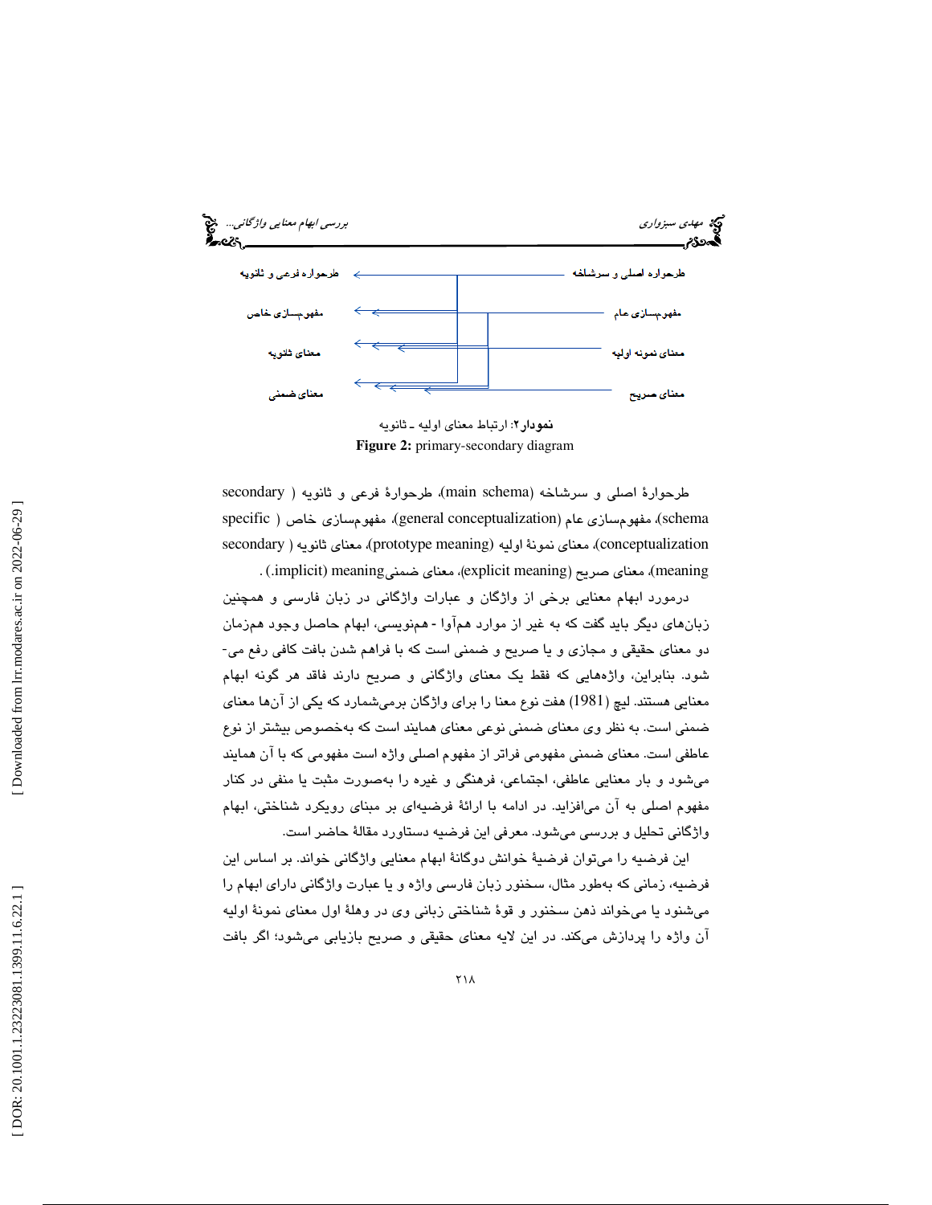طرحوارهٔ اصلی و سرشاخه ← طرحوارهٔ فرعی و ثانویه

مفهوم‌سازی عام ← مفهوم‌سازی خاص

معنای نمونهٔ اولیه ← معنای ثانویه

معنای صریح ← معنای ضمنی

**نمودار۲:** ارتباط معنای اولیه ـ ثانویه

**Figure 2:** primary-secondary diagram

طرحوارهٔ اصلی و سرشاخه (main schema)، طرحوارهٔ فرعی و ثانویه ( secondary schema)، مفهوم‌سازی عام (general conceptualization)، مفهوم‌سازی خاص ( specific conceptualization)، معنای نمونهٔ اولیه (prototype meaning)، معنای ثانویه ( secondary meaning)، معنای صریح (explicit meaning)، معنای ضمنی(implicit) meaning.) .

درمورد ابهام معنایی برخی از واژگان و عبارات واژگانی در زبان فارسی و همچنین زبان‌های دیگر باید گفت که به غیر از موارد هم‌آوا - هم‌نویسی، ابهام حاصل وجود هم‌زمان دو معنای حقیقی و مجازی و یا صریح و ضمنی است که با فراهم شدن بافت کافی رفع می‌شود. بنابراین، واژه‌هایی که فقط یک معنای واژگانی و صریح دارند فاقد هر گونه ابهام معنایی هستند. لیچ (1981) هفت نوع معنا را برای واژگان برمی‌شمارد که یکی از آن‌ها معنای ضمنی است. به نظر وی معنای ضمنی نوعی معنای همایند است که به‌خصوص بیشتر از نوع عاطفی است. معنای ضمنی مفهومی فراتر از مفهوم اصلی واژه است مفهومی که با آن همایند می‌شود و بار معنایی عاطفی، اجتماعی، فرهنگی و غیره را به‌صورت مثبت یا منفی در کنار مفهوم اصلی به آن می‌افزاید. در ادامه با ارائهٔ فرضیه‌ای بر مبنای رویکرد شناختی، ابهام واژگانی تحلیل و بررسی می‌شود. معرفی این فرضیه دستاورد مقالهٔ حاضر است.

این فرضیه را می‌توان فرضیهٔ خوانش دوگانهٔ ابهام معنایی واژگانی خواند. بر اساس این فرضیه، زمانی که به‌طور مثال، سخنور زبان فارسی واژه و یا عبارت واژگانی دارای ابهام را می‌شنود یا می‌خواند ذهن سخنور و قوهٔ شناختی زبانی وی در وهلهٔ اول معنای نمونهٔ اولیه آن واژه را پردازش می‌کند. در این لایه معنای حقیقی و صریح بازیابی می‌شود؛ اگر بافت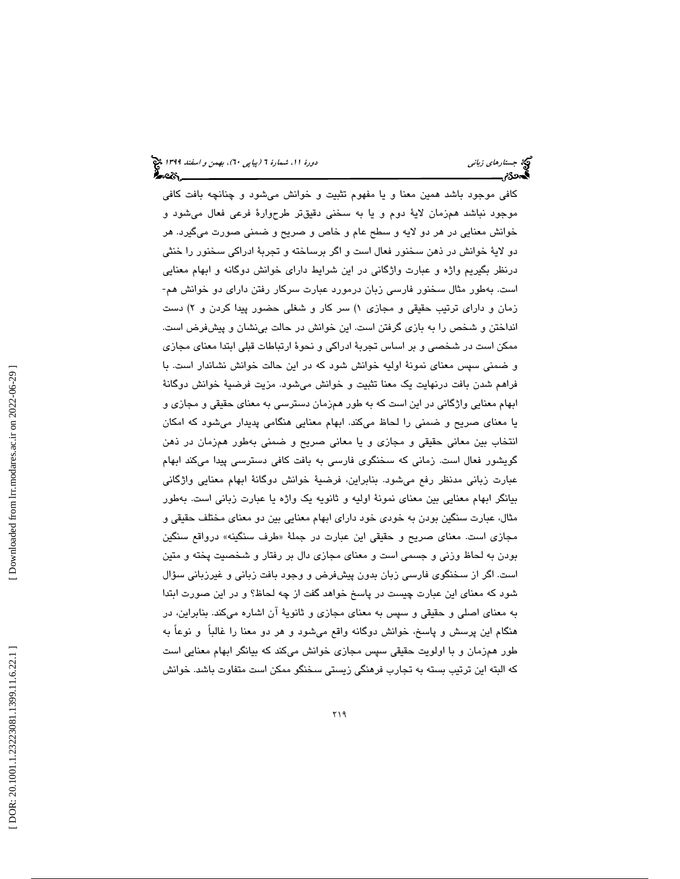کافی موجود باشد همین معنا و یا مفهوم تثبیت و خوانش می‌شود و چنانچه بافت کافی موجود نباشد هم‌زمان لایهٔ دوم و یا به سخنی دقیق‌تر طرح‌وارهٔ فرعی فعال می‌شود و خوانش معنایی در هر دو لایه و سطح عام و خاص و صریح و ضمنی صورت می‌گیرد. هر دو لایهٔ خوانش در ذهن سخنور فعال است و اگر برساخته و تجربهٔ ادراکی سخنور را خنثی درنظر بگیریم واژه و عبارت واژگانی در این شرایط دارای خوانش دوگانه و ابهام معنایی است. به‌طور مثال سخنور فارسی زبان درمورد عبارت سرکار رفتن دارای دو خوانش هم-زمان و دارای ترتیب حقیقی و مجازی ۱) سر کار و شغلی حضور پیدا کردن و ۲) دست انداختن و شخص را به بازی گرفتن است. این خوانش در حالت بی‌نشان و پیش‌فرض است. ممکن است در شخصی و بر اساس تجربهٔ ادراکی و نحوهٔ ارتباطات قبلی ابتدا معنای مجازی و ضمنی سپس معنای نمونهٔ اولیه خوانش شود که در این حالت خوانش نشاندار است. با فراهم شدن بافت درنهایت یک معنا تثبیت و خوانش می‌شود. مزیت فرضیهٔ خوانش دوگانهٔ ابهام معنایی واژگانی در این است که به طور هم‌زمان دسترسی به معنای حقیقی و مجازی و یا معنای صریح و ضمنی را لحاظ می‌کند. ابهام معنایی هنگامی پدیدار می‌شود که امکان انتخاب بین معانی حقیقی و مجازی و یا معانی صریح و ضمنی به‌طور هم‌زمان در ذهن گویشور فعال است. زمانی که سخنگوی فارسی به بافت کافی دسترسی پیدا می‌کند ابهام عبارت زبانی مدنظر رفع می‌شود. بنابراین، فرضیهٔ خوانش دوگانهٔ ابهام معنایی واژگانی بیانگر ابهام معنایی بین معنای نمونهٔ اولیه و ثانویه یک واژه یا عبارت زبانی است. به‌طور مثال، عبارت سنگین بودن به خودی خود دارای ابهام معنایی بین دو معنای مختلف حقیقی و مجازی است. معنای صریح و حقیقی این عبارت در جملهٔ «طرف سنگینه» درواقع سنگین بودن به لحاظ وزنی و جسمی است و معنای مجازی دال بر رفتار و شخصیت پخته و متین است. اگر از سخنگوی فارسی زبان بدون پیش‌فرض و وجود بافت زبانی و غیرزبانی سؤال شود که معنای این عبارت چیست در پاسخ خواهد گفت از چه لحاظ؟ و در این صورت ابتدا به معنای اصلی و حقیقی و سپس به معنای مجازی و ثانویهٔ آن اشاره می‌کند. بنابراین، در هنگام این پرسش و پاسخ، خوانش دوگانه واقع می‌شود و هر دو معنا را غالباً و نوعاً به طور هم‌زمان و با اولویت حقیقی سپس مجازی خوانش می‌کند که بیانگر ابهام معنایی است که البته این ترتیب بسته به تجارب فرهنگی زیستی سخنگو ممکن است متفاوت باشد. خوانش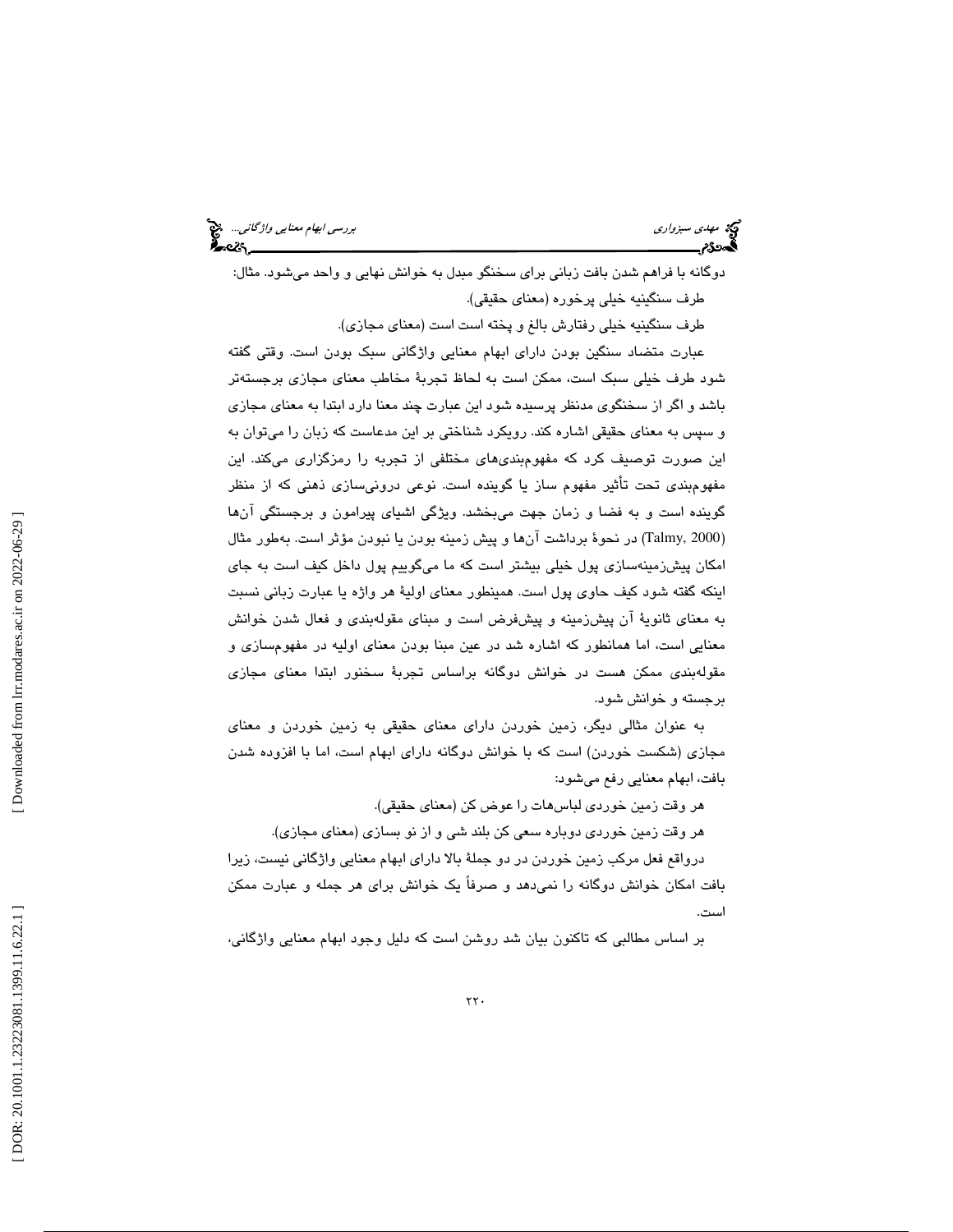دوگانه با فراهم شدن بافت زبانی برای سخنگو مبدل به خوانش نهایی و واحد می‌شود. مثال:

طرف سنگینیه خیلی پرخوره (معنای حقیقی).

طرف سنگینیه خیلی رفتارش بالغ و پخته است است (معنای مجازی).

عبارت متضاد سنگین بودن دارای ابهام معنایی واژگانی سبک بودن است. وقتی گفته شود طرف خیلی سبک است، ممکن است به لحاظ تجربهٔ مخاطب معنای مجازی برجسته‌تر باشد و اگر از سخنگوی مدنظر پرسیده شود این عبارت چند معنا دارد ابتدا به معنای مجازی و سپس به معنای حقیقی اشاره کند. رویکرد شناختی بر این مدعاست که زبان را می‌توان به این صورت توصیف کرد که مفهوم‌بندی‌های مختلفی از تجربه را رمزگزاری می‌کند. این مفهوم‌بندی تحت تأثیر مفهوم ساز یا گوینده است. نوعی درونی‌سازی ذهنی که از منظر گوینده است و به فضا و زمان جهت می‌بخشد. ویژگی اشیای پیرامون و برجستگی آن‌ها (Talmy, 2000) در نحوهٔ برداشت آن‌ها و پیش زمینه بودن یا نبودن مؤثر است. به‌طور مثال امکان پیش‌زمینه‌سازی پول خیلی بیشتر است که ما می‌گوییم پول داخل کیف است به جای اینکه گفته شود کیف حاوی پول است. همینطور معنای اولیهٔ هر واژه یا عبارت زبانی نسبت به معنای ثانویهٔ آن پیش‌زمینه و پیش‌فرض است و مبنای مقوله‌بندی و فعال شدن خوانش معنایی است، اما همانطور که اشاره شد در عین مبنا بودن معنای اولیه در مفهوم‌سازی و مقوله‌بندی ممکن هست در خوانش دوگانه براساس تجربهٔ سخنور ابتدا معنای مجازی برجسته و خوانش شود.

به عنوان مثالی دیگر، زمین خوردن دارای معنای حقیقی به زمین خوردن و معنای مجازی (شکست خوردن) است که با خوانش دوگانه دارای ابهام است، اما با افزوده شدن بافت، ابهام معنایی رفع می‌شود:

هر وقت زمین خوردی لباس‌هات را عوض کن (معنای حقیقی).

هر وقت زمین خوردی دوباره سعی کن بلند شی و از نو بسازی (معنای مجازی).

درواقع فعل مرکب زمین خوردن در دو جملهٔ بالا دارای ابهام معنایی واژگانی نیست، زیرا بافت امکان خوانش دوگانه را نمی‌دهد و صرفاً یک خوانش برای هر جمله و عبارت ممکن است.

بر اساس مطالبی که تاکنون بیان شد روشن است که دلیل وجود ابهام معنایی واژگانی،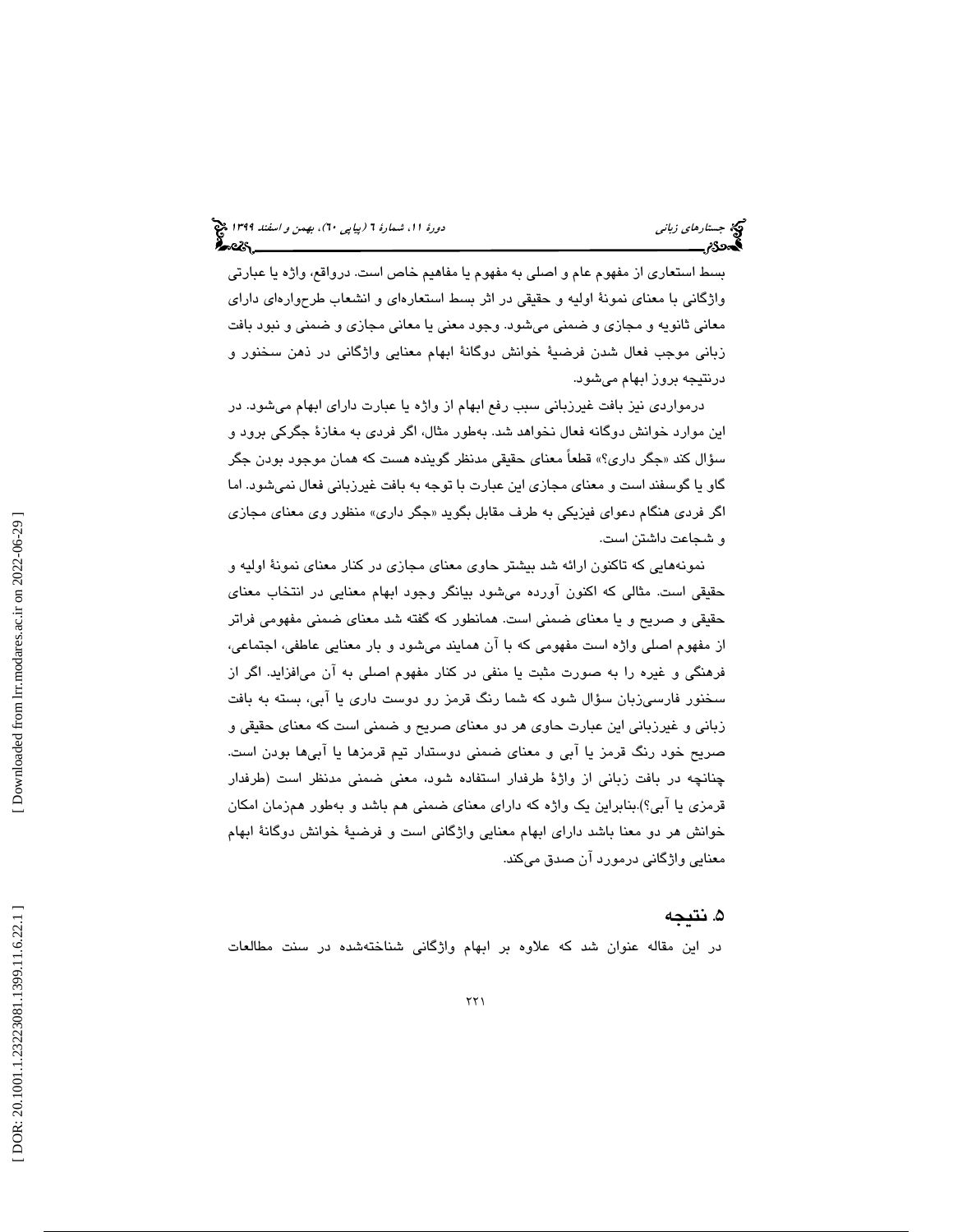بسط استعاری از مفهوم عام و اصلی به مفهوم یا مفاهیم خاص است. درواقع، واژه یا عبارتی واژگانی با معنای نمونهٔ اولیه و حقیقی در اثر بسط استعاره‌ای و انشعاب طرحواره‌ای دارای معانی ثانویه و مجازی و ضمنی می‌شود. وجود معنی یا معانی مجازی و ضمنی و نبود بافت زبانی موجب فعال شدن فرضیهٔ خوانش دوگانهٔ ابهام معنایی واژگانی در ذهن سخنور و درنتیجه بروز ابهام می‌شود.

درمواردی نیز بافت غیرزبانی سبب رفع ابهام از واژه یا عبارت دارای ابهام می‌شود. در این موارد خوانش دوگانه فعال نخواهد شد. به‌طور مثال، اگر فردی به مغازهٔ جگرکی برود و سؤال کند «جگر داری؟» قطعاً معنای حقیقی مدنظر گوینده هست که همان موجود بودن جگر گاو یا گوسفند است و معنای مجازی این عبارت با توجه به بافت غیرزبانی فعال نمی‌شود. اما اگر فردی هنگام دعوای فیزیکی به طرف مقابل بگوید «جگر داری» منظور وی معنای مجازی و شجاعت داشتن است.

نمونه‌هایی که تاکنون ارائه شد بیشتر حاوی معنای مجازی در کنار معنای نمونهٔ اولیه و حقیقی است. مثالی که اکنون آورده می‌شود بیانگر وجود ابهام معنایی در انتخاب معنای حقیقی و صریح و یا معنای ضمنی است. همانطور که گفته شد معنای ضمنی مفهومی فراتر از مفهوم اصلی واژه است مفهومی که با آن همایند می‌شود و بار معنایی عاطفی، اجتماعی، فرهنگی و غیره را به صورت مثبت یا منفی در کنار مفهوم اصلی به آن می‌افزاید. اگر از سخنور فارسی‌زبان سؤال شود که شما رنگ قرمز رو دوست داری یا آبی، بسته به بافت زبانی و غیرزبانی این عبارت حاوی هر دو معنای صریح و ضمنی است که معنای حقیقی و صریح خود رنگ قرمز یا آبی و معنای ضمنی دوستدار تیم قرمزها یا آبی‌ها بودن است. چنانچه در بافت زبانی از واژهٔ طرفدار استفاده شود، معنی ضمنی مدنظر است (طرفدار قرمزی یا آبی؟).بنابراین یک واژه که دارای معنای ضمنی هم باشد و به‌طور هم‌زمان امکان خوانش هر دو معنا باشد دارای ابهام معنایی واژگانی است و فرضیهٔ خوانش دوگانهٔ ابهام معنایی واژگانی درمورد آن صدق می‌کند.

## ۵. نتیجه

در این مقاله عنوان شد که علاوه بر ابهام واژگانی شناخته‌شده در سنت مطالعات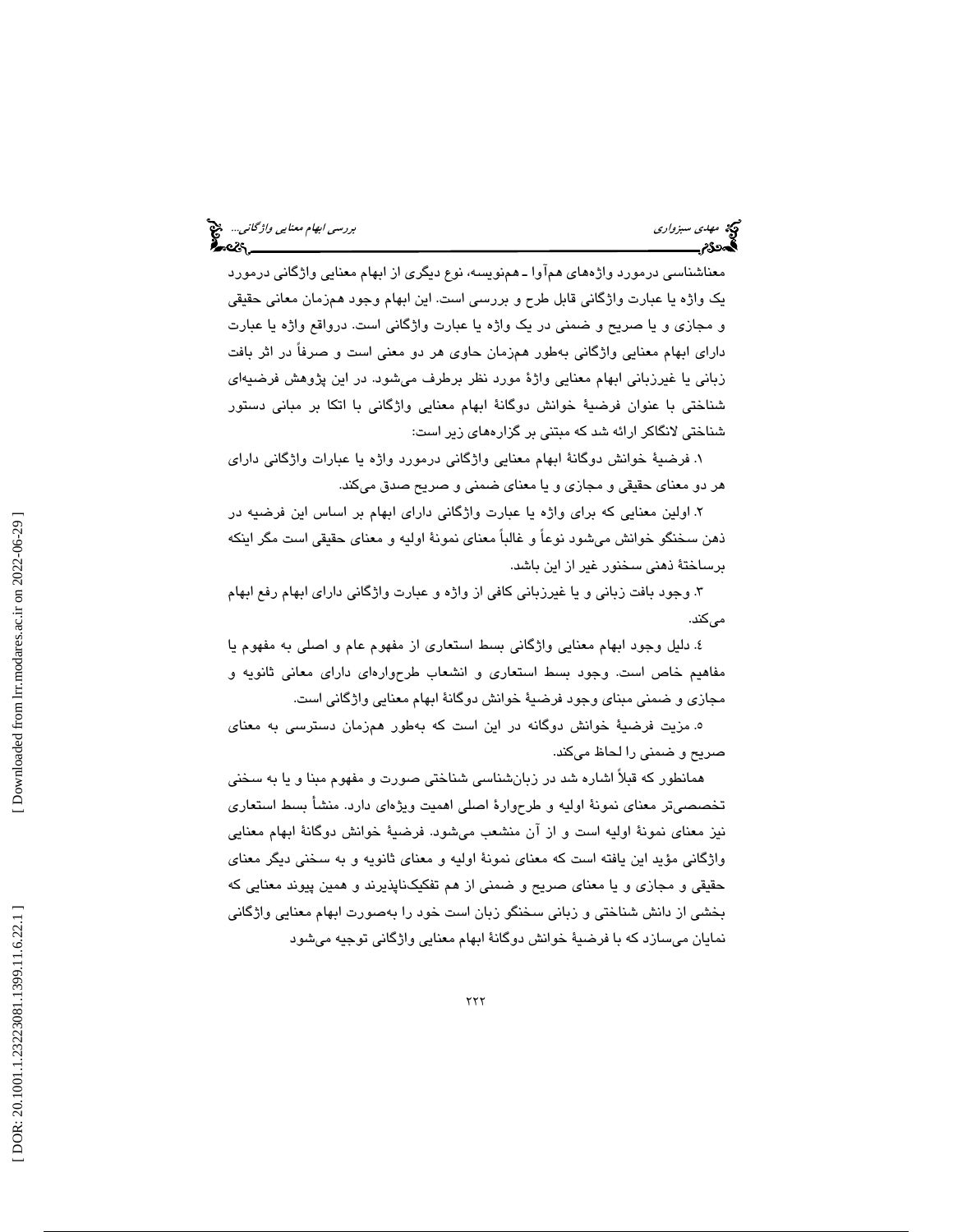معناشناسی درمورد واژه‌های هم‌آوا ـ هم‌نویسه، نوع دیگری از ابهام معنایی واژگانی درمورد یک واژه یا عبارت واژگانی قابل طرح و بررسی است. این ابهام وجود هم‌زمان معانی حقیقی و مجازی و یا صریح و ضمنی در یک واژه یا عبارت واژگانی است. درواقع واژه یا عبارت دارای ابهام معنایی واژگانی به‌طور هم‌زمان حاوی هر دو معنی است و صرفاً در اثر بافت زبانی یا غیرزبانی ابهام معنایی واژهٔ مورد نظر برطرف می‌شود. در این پژوهش فرضیه‌ای شناختی با عنوان فرضیهٔ خوانش دوگانهٔ ابهام معنایی واژگانی با اتکا بر مبانی دستور شناختی لانگاکر ارائه شد که مبتنی بر گزاره‌های زیر است:

۱. فرضیهٔ خوانش دوگانهٔ ابهام معنایی واژگانی درمورد واژه یا عبارات واژگانی دارای هر دو معنای حقیقی و مجازی و یا معنای ضمنی و صریح صدق می‌کند.

۲. اولین معنایی که برای واژه یا عبارت واژگانی دارای ابهام بر اساس این فرضیه در ذهن سخنگو خوانش می‌شود نوعاً و غالباً معنای نمونهٔ اولیه و معنای حقیقی است مگر اینکه برساختهٔ ذهنی سخنور غیر از این باشد.

۳. وجود بافت زبانی و یا غیرزبانی کافی از واژه و عبارت واژگانی دارای ابهام رفع ابهام می‌کند.

٤. دلیل وجود ابهام معنایی واژگانی بسط استعاری از مفهوم عام و اصلی به مفهوم یا مفاهیم خاص است. وجود بسط استعاری و انشعاب طرح‌واره‌ای دارای معانی ثانویه و مجازی و ضمنی مبنای وجود فرضیهٔ خوانش دوگانهٔ ابهام معنایی واژگانی است.

٥. مزیت فرضیهٔ خوانش دوگانه در این است که به‌طور هم‌زمان دسترسی به معنای صریح و ضمنی را لحاظ می‌کند.

همانطور که قبلاً اشاره شد در زبان‌شناسی شناختی صورت و مفهوم مبنا و یا به سخنی تخصصی‌تر معنای نمونهٔ اولیه و طرح‌وارهٔ اصلی اهمیت ویژه‌ای دارد. منشأ بسط استعاری نیز معنای نمونهٔ اولیه است و از آن منشعب می‌شود. فرضیهٔ خوانش دوگانهٔ ابهام معنایی واژگانی مؤید این یافته است که معنای نمونهٔ اولیه و معنای ثانویه و به سخنی دیگر معنای حقیقی و مجازی و یا معنای صریح و ضمنی از هم تفکیک‌ناپذیرند و همین پیوند معنایی که بخشی از دانش شناختی و زبانی سخنگو زبان است خود را به‌صورت ابهام معنایی واژگانی نمایان می‌سازد که با فرضیهٔ خوانش دوگانهٔ ابهام معنایی واژگانی توجیه می‌شود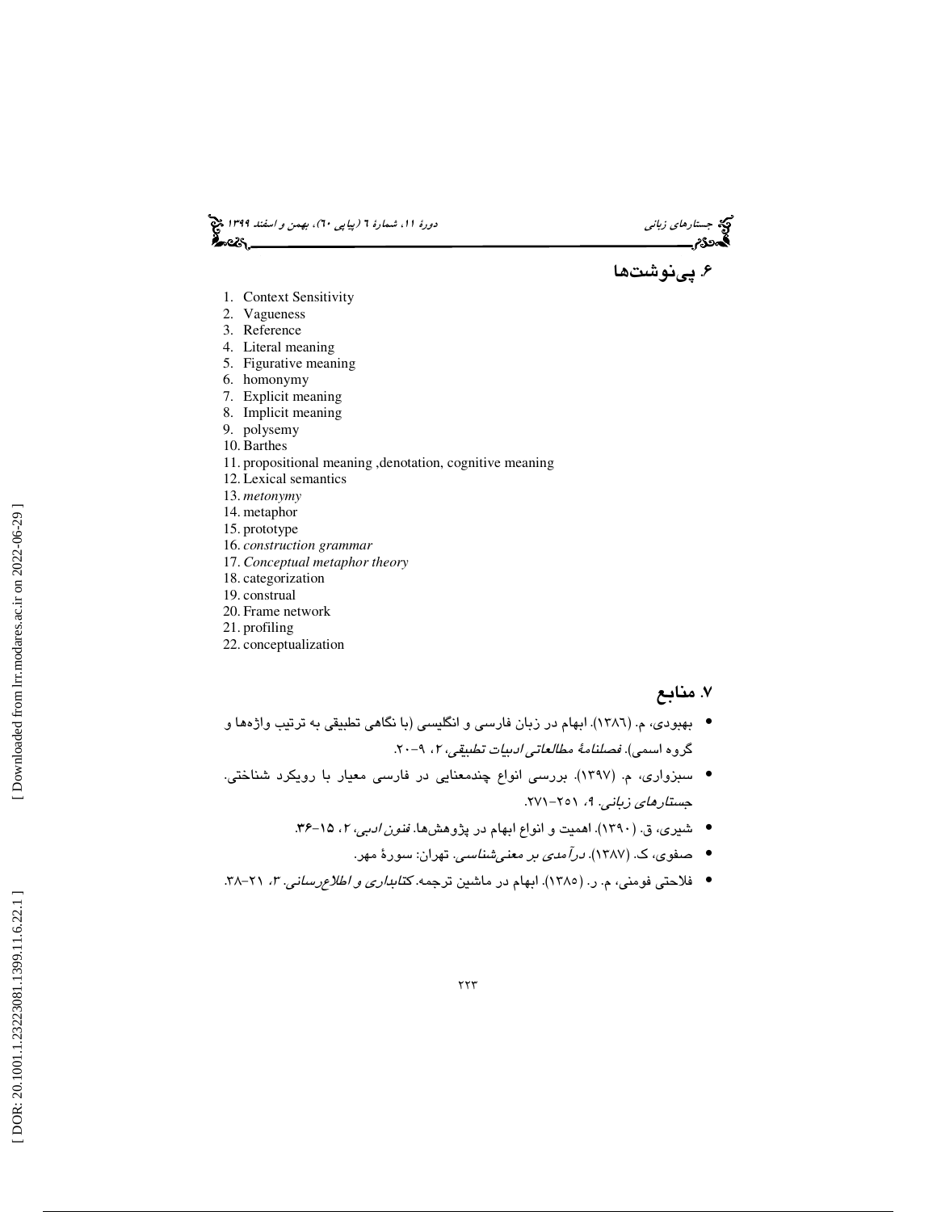## ۶. پی‌نوشت‌ها

1. Context Sensitivity
2. Vagueness
3. Reference
4. Literal meaning
5. Figurative meaning
6. homonymy
7. Explicit meaning
8. Implicit meaning
9. polysemy
10. Barthes
11. propositional meaning ,denotation, cognitive meaning
12. Lexical semantics
13. *metonymy*
14. metaphor
15. prototype
16. *construction grammar*
17. *Conceptual metaphor theory*
18. categorization
19. construal
20. Frame network
21. profiling
22. conceptualization

## ۷. منابع

- بهبودی، م. (۱۳۸۶). ابهام در زبان فارسی و انگلیسی (با نگاهی تطبیقی به ترتیب واژه‌ها و گروه اسمی). *فصلنامهٔ مطالعاتی ادبیات تطبیقی*، ۲، ۹-۲۰.
- سبزواری، م. (۱۳۹۷). بررسی انواع چندمعنایی در فارسی معیار با رویکرد شناختی. *جستارهای زبانی*. ۹، ۲۵۱-۲۷۱.
- شیری، ق. (۱۳۹۰). اهمیت و انواع ابهام در پژوهش‌ها. *فنون ادبی*، ۲، ۱۵-۳۶.
- صفوی، ک. (۱۳۸۷). *درآمدی بر معنی‌شناسی*. تهران: سورهٔ مهر.
- فلاحتی فومنی، م. ر. (۱۳۸۵). ابهام در ماشین ترجمه. *کتابداری و اطلاع‌رسانی*. ۳، ۲۱-۳۸.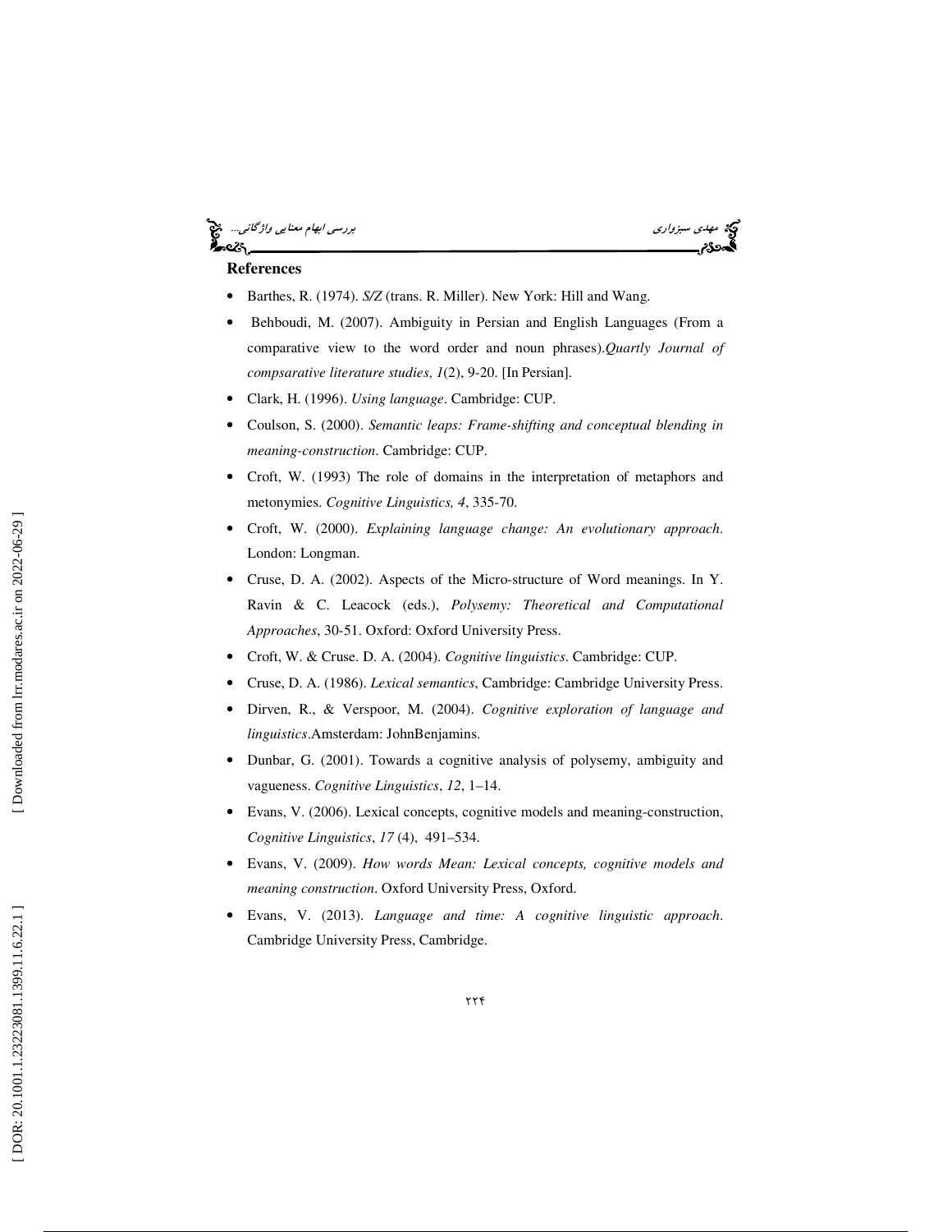**References**

- Barthes, R. (1974). *S/Z* (trans. R. Miller). New York: Hill and Wang.
- Behboudi, M. (2007). Ambiguity in Persian and English Languages (From a comparative view to the word order and noun phrases).*Quartly Journal of compsarative literature studies*, *1*(2), 9-20. [In Persian].
- Clark, H. (1996). *Using language*. Cambridge: CUP.
- Coulson, S. (2000). *Semantic leaps: Frame-shifting and conceptual blending in meaning-construction*. Cambridge: CUP.
- Croft, W. (1993) The role of domains in the interpretation of metaphors and metonymies. *Cognitive Linguistics, 4*, 335-70.
- Croft, W. (2000). *Explaining language change: An evolutionary approach*. London: Longman.
- Cruse, D. A. (2002). Aspects of the Micro-structure of Word meanings. In Y. Ravin & C. Leacock (eds.), *Polysemy: Theoretical and Computational Approaches*, 30-51. Oxford: Oxford University Press.
- Croft, W. & Cruse. D. A. (2004). *Cognitive linguistics*. Cambridge: CUP.
- Cruse, D. A. (1986). *Lexical semantics*, Cambridge: Cambridge University Press.
- Dirven, R., & Verspoor, M. (2004). *Cognitive exploration of language and linguistics*.Amsterdam: JohnBenjamins.
- Dunbar, G. (2001). Towards a cognitive analysis of polysemy, ambiguity and vagueness. *Cognitive Linguistics*, *12*, 1–14.
- Evans, V. (2006). Lexical concepts, cognitive models and meaning-construction, *Cognitive Linguistics*, *17* (4), 491–534.
- Evans, V. (2009). *How words Mean: Lexical concepts, cognitive models and meaning construction*. Oxford University Press, Oxford.
- Evans, V. (2013). *Language and time: A cognitive linguistic approach*. Cambridge University Press, Cambridge.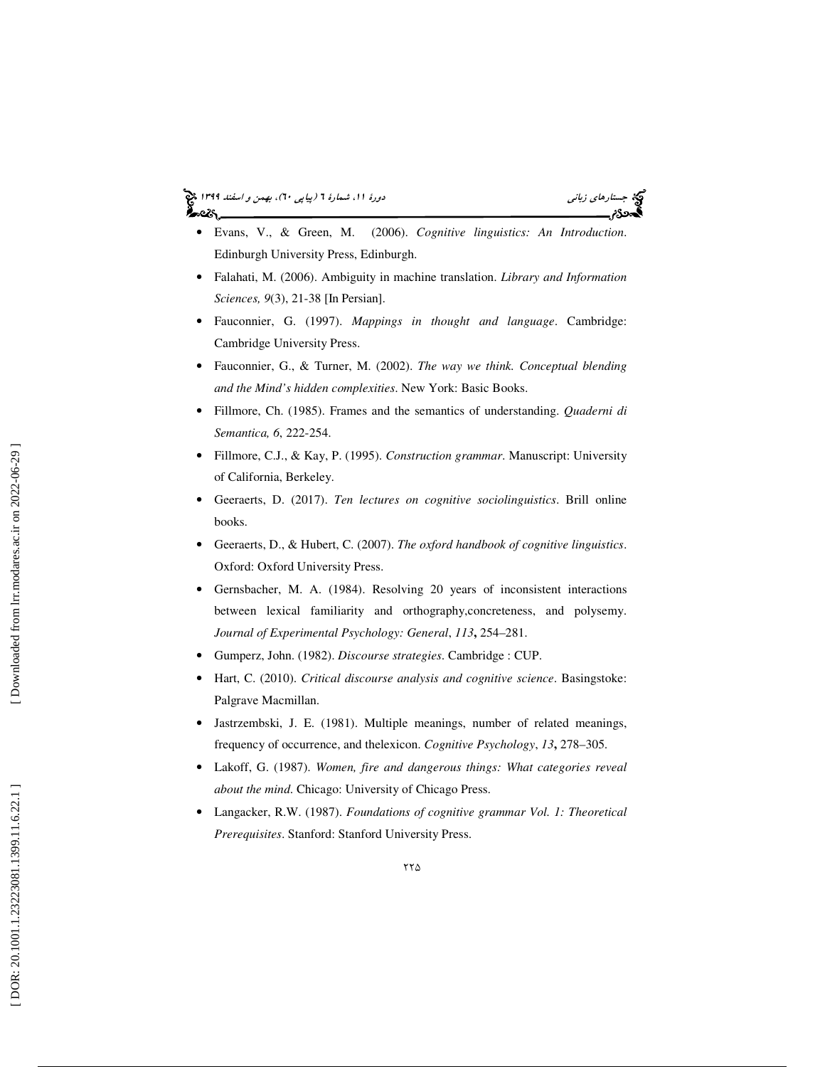- Evans, V., & Green, M. (2006). *Cognitive linguistics: An Introduction*. Edinburgh University Press, Edinburgh.
- Falahati, M. (2006). Ambiguity in machine translation. *Library and Information Sciences, 9*(3), 21-38 [In Persian].
- Fauconnier, G. (1997). *Mappings in thought and language*. Cambridge: Cambridge University Press.
- Fauconnier, G., & Turner, M. (2002). *The way we think. Conceptual blending and the Mind's hidden complexities*. New York: Basic Books.
- Fillmore, Ch. (1985). Frames and the semantics of understanding. *Quaderni di Semantica, 6*, 222-254.
- Fillmore, C.J., & Kay, P. (1995). *Construction grammar*. Manuscript: University of California, Berkeley.
- Geeraerts, D. (2017). *Ten lectures on cognitive sociolinguistics*. Brill online books.
- Geeraerts, D., & Hubert, C. (2007). *The oxford handbook of cognitive linguistics*. Oxford: Oxford University Press.
- Gernsbacher, M. A. (1984). Resolving 20 years of inconsistent interactions between lexical familiarity and orthography,concreteness, and polysemy. *Journal of Experimental Psychology: General*, *113*, 254–281.
- Gumperz, John. (1982). *Discourse strategies*. Cambridge : CUP.
- Hart, C. (2010). *Critical discourse analysis and cognitive science*. Basingstoke: Palgrave Macmillan.
- Jastrzembski, J. E. (1981). Multiple meanings, number of related meanings, frequency of occurrence, and thelexicon. *Cognitive Psychology*, *13*, 278–305.
- Lakoff, G. (1987). *Women, fire and dangerous things: What categories reveal about the mind*. Chicago: University of Chicago Press.
- Langacker, R.W. (1987). *Foundations of cognitive grammar Vol. 1: Theoretical Prerequisites*. Stanford: Stanford University Press.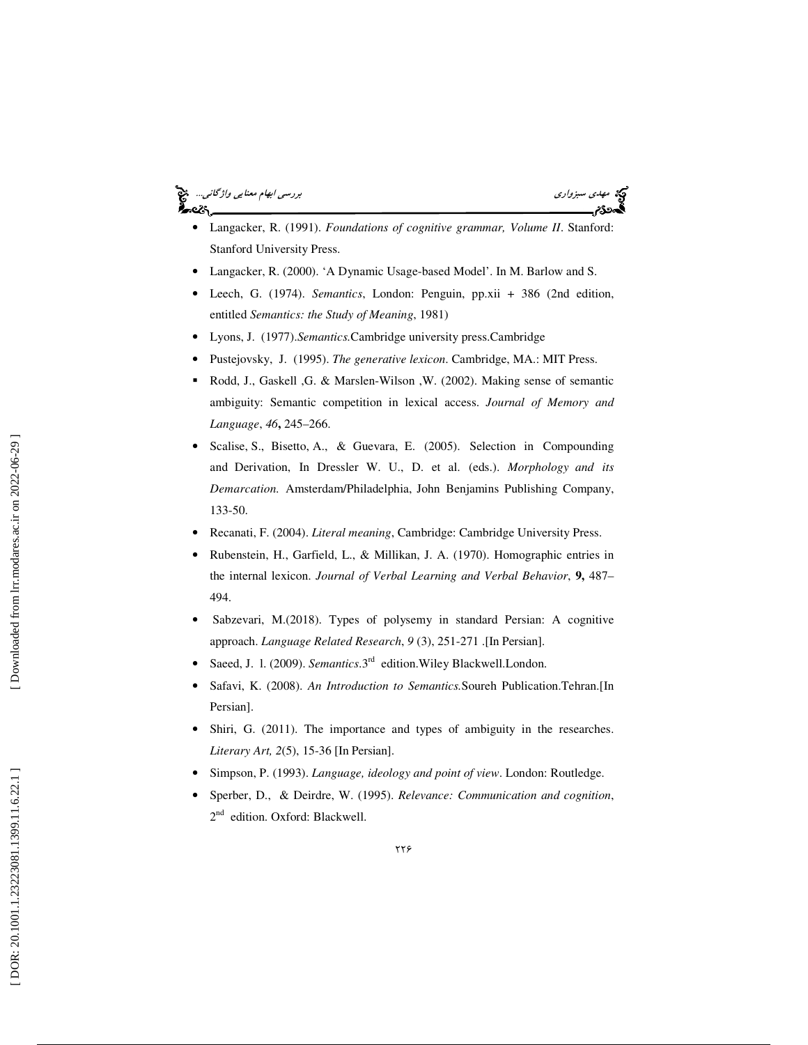- Langacker, R. (1991). *Foundations of cognitive grammar, Volume II*. Stanford: Stanford University Press.
- Langacker, R. (2000). 'A Dynamic Usage-based Model'. In M. Barlow and S.
- Leech, G. (1974). *Semantics*, London: Penguin, pp.xii + 386 (2nd edition, entitled *Semantics: the Study of Meaning*, 1981)
- Lyons, J. (1977).*Semantics.*Cambridge university press.Cambridge
- Pustejovsky, J. (1995). *The generative lexicon*. Cambridge, MA.: MIT Press.
- Rodd, J., Gaskell ,G. & Marslen-Wilson ,W. (2002). Making sense of semantic ambiguity: Semantic competition in lexical access. *Journal of Memory and Language*, *46***,** 245–266.
- Scalise, S., Bisetto, A., & Guevara, E. (2005). Selection in Compounding and Derivation, In Dressler W. U., D. et al. (eds.). *Morphology and its Demarcation.* Amsterdam/Philadelphia, John Benjamins Publishing Company, 133-50.
- Recanati, F. (2004). *Literal meaning*, Cambridge: Cambridge University Press.
- Rubenstein, H., Garfield, L., & Millikan, J. A. (1970). Homographic entries in the internal lexicon. *Journal of Verbal Learning and Verbal Behavior*, **9,** 487–494.
- Sabzevari, M.(2018). Types of polysemy in standard Persian: A cognitive approach. *Language Related Research*, *9* (3), 251-271 .[In Persian].
- Saeed, J. I. (2009). *Semantics*.3rd edition.Wiley Blackwell.London.
- Safavi, K. (2008). *An Introduction to Semantics.*Soureh Publication.Tehran.[In Persian].
- Shiri, G. (2011). The importance and types of ambiguity in the researches. *Literary Art, 2*(5), 15-36 [In Persian].
- Simpson, P. (1993). *Language, ideology and point of view*. London: Routledge.
- Sperber, D., & Deirdre, W. (1995). *Relevance: Communication and cognition*, 2nd edition. Oxford: Blackwell.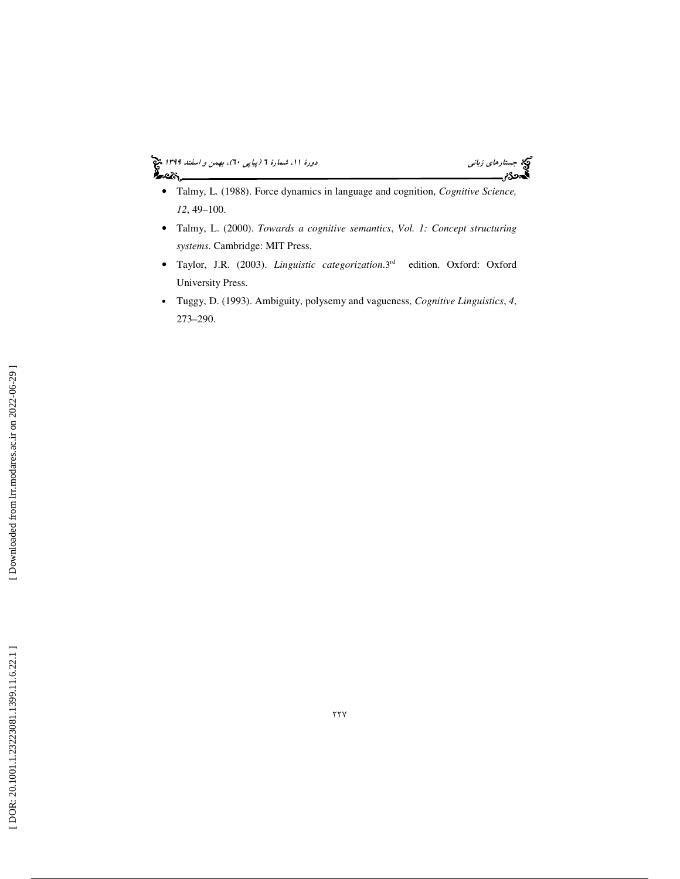- Talmy, L. (1988). Force dynamics in language and cognition, *Cognitive Science, 12*, 49–100.
- Talmy, L. (2000). *Towards a cognitive semantics*, *Vol. 1: Concept structuring systems*. Cambridge: MIT Press.
- Taylor, J.R. (2003). *Linguistic categorization*.3rd edition. Oxford: Oxford University Press.
- Tuggy, D. (1993). Ambiguity, polysemy and vagueness, *Cognitive Linguistics*, *4*, 273–290.